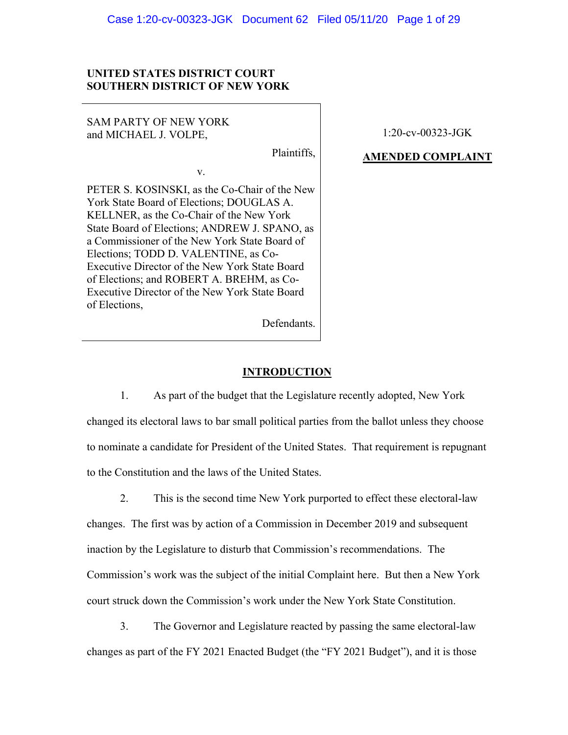**UNITED STATES DISTRICT COURT**
**SOUTHERN DISTRICT OF NEW YORK**

SAM PARTY OF NEW YORK and MICHAEL J. VOLPE,

Plaintiffs,

v.

PETER S. KOSINSKI, as the Co-Chair of the New York State Board of Elections; DOUGLAS A. KELLNER, as the Co-Chair of the New York State Board of Elections; ANDREW J. SPANO, as a Commissioner of the New York State Board of Elections; TODD D. VALENTINE, as Co-Executive Director of the New York State Board of Elections; and ROBERT A. BREHM, as Co-Executive Director of the New York State Board of Elections,

Defendants.

1:20-cv-00323-JGK

**AMENDED COMPLAINT**

## INTRODUCTION

1. As part of the budget that the Legislature recently adopted, New York changed its electoral laws to bar small political parties from the ballot unless they choose to nominate a candidate for President of the United States. That requirement is repugnant to the Constitution and the laws of the United States.

2. This is the second time New York purported to effect these electoral-law changes. The first was by action of a Commission in December 2019 and subsequent inaction by the Legislature to disturb that Commission's recommendations. The Commission's work was the subject of the initial Complaint here. But then a New York court struck down the Commission's work under the New York State Constitution.

3. The Governor and Legislature reacted by passing the same electoral-law changes as part of the FY 2021 Enacted Budget (the "FY 2021 Budget"), and it is those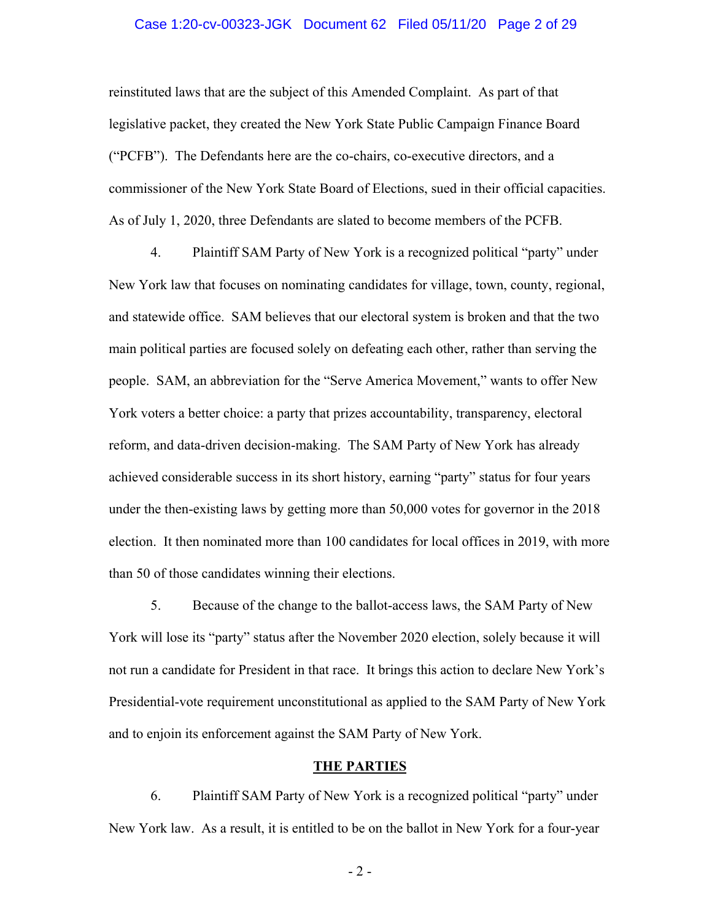reinstituted laws that are the subject of this Amended Complaint. As part of that legislative packet, they created the New York State Public Campaign Finance Board ("PCFB"). The Defendants here are the co-chairs, co-executive directors, and a commissioner of the New York State Board of Elections, sued in their official capacities. As of July 1, 2020, three Defendants are slated to become members of the PCFB.

4. Plaintiff SAM Party of New York is a recognized political "party" under New York law that focuses on nominating candidates for village, town, county, regional, and statewide office. SAM believes that our electoral system is broken and that the two main political parties are focused solely on defeating each other, rather than serving the people. SAM, an abbreviation for the "Serve America Movement," wants to offer New York voters a better choice: a party that prizes accountability, transparency, electoral reform, and data-driven decision-making. The SAM Party of New York has already achieved considerable success in its short history, earning "party" status for four years under the then-existing laws by getting more than 50,000 votes for governor in the 2018 election. It then nominated more than 100 candidates for local offices in 2019, with more than 50 of those candidates winning their elections.

5. Because of the change to the ballot-access laws, the SAM Party of New York will lose its "party" status after the November 2020 election, solely because it will not run a candidate for President in that race. It brings this action to declare New York's Presidential-vote requirement unconstitutional as applied to the SAM Party of New York and to enjoin its enforcement against the SAM Party of New York.

## THE PARTIES

6. Plaintiff SAM Party of New York is a recognized political "party" under New York law. As a result, it is entitled to be on the ballot in New York for a four-year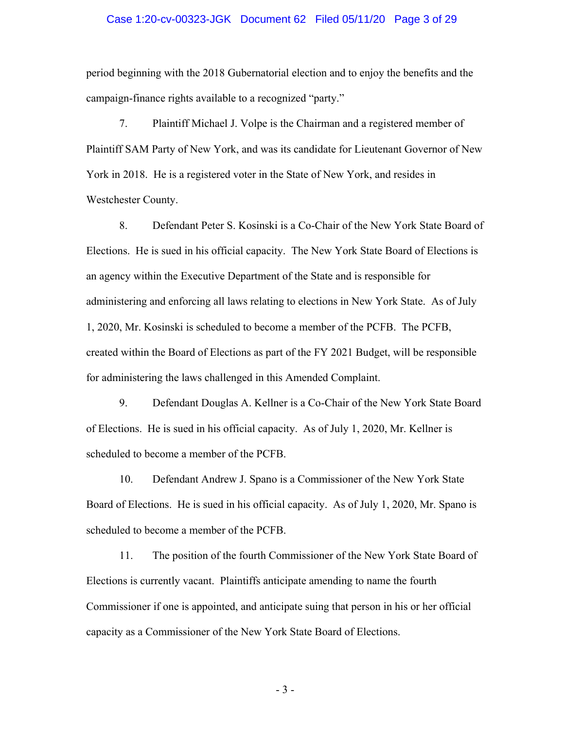period beginning with the 2018 Gubernatorial election and to enjoy the benefits and the campaign-finance rights available to a recognized "party."

7. Plaintiff Michael J. Volpe is the Chairman and a registered member of Plaintiff SAM Party of New York, and was its candidate for Lieutenant Governor of New York in 2018. He is a registered voter in the State of New York, and resides in Westchester County.

8. Defendant Peter S. Kosinski is a Co-Chair of the New York State Board of Elections. He is sued in his official capacity. The New York State Board of Elections is an agency within the Executive Department of the State and is responsible for administering and enforcing all laws relating to elections in New York State. As of July 1, 2020, Mr. Kosinski is scheduled to become a member of the PCFB. The PCFB, created within the Board of Elections as part of the FY 2021 Budget, will be responsible for administering the laws challenged in this Amended Complaint.

9. Defendant Douglas A. Kellner is a Co-Chair of the New York State Board of Elections. He is sued in his official capacity. As of July 1, 2020, Mr. Kellner is scheduled to become a member of the PCFB.

10. Defendant Andrew J. Spano is a Commissioner of the New York State Board of Elections. He is sued in his official capacity. As of July 1, 2020, Mr. Spano is scheduled to become a member of the PCFB.

11. The position of the fourth Commissioner of the New York State Board of Elections is currently vacant. Plaintiffs anticipate amending to name the fourth Commissioner if one is appointed, and anticipate suing that person in his or her official capacity as a Commissioner of the New York State Board of Elections.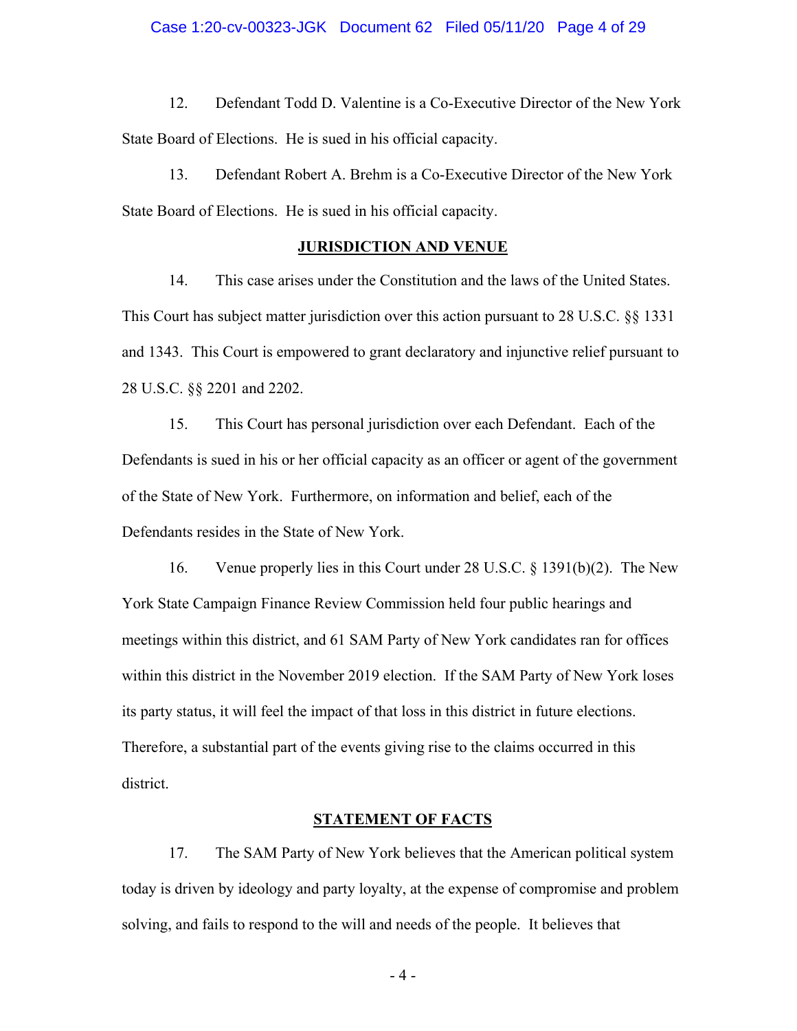12. Defendant Todd D. Valentine is a Co-Executive Director of the New York State Board of Elections. He is sued in his official capacity.

13. Defendant Robert A. Brehm is a Co-Executive Director of the New York State Board of Elections. He is sued in his official capacity.

## JURISDICTION AND VENUE

14. This case arises under the Constitution and the laws of the United States. This Court has subject matter jurisdiction over this action pursuant to 28 U.S.C. §§ 1331 and 1343. This Court is empowered to grant declaratory and injunctive relief pursuant to 28 U.S.C. §§ 2201 and 2202.

15. This Court has personal jurisdiction over each Defendant. Each of the Defendants is sued in his or her official capacity as an officer or agent of the government of the State of New York. Furthermore, on information and belief, each of the Defendants resides in the State of New York.

16. Venue properly lies in this Court under 28 U.S.C. § 1391(b)(2). The New York State Campaign Finance Review Commission held four public hearings and meetings within this district, and 61 SAM Party of New York candidates ran for offices within this district in the November 2019 election. If the SAM Party of New York loses its party status, it will feel the impact of that loss in this district in future elections. Therefore, a substantial part of the events giving rise to the claims occurred in this district.

## STATEMENT OF FACTS

17. The SAM Party of New York believes that the American political system today is driven by ideology and party loyalty, at the expense of compromise and problem solving, and fails to respond to the will and needs of the people. It believes that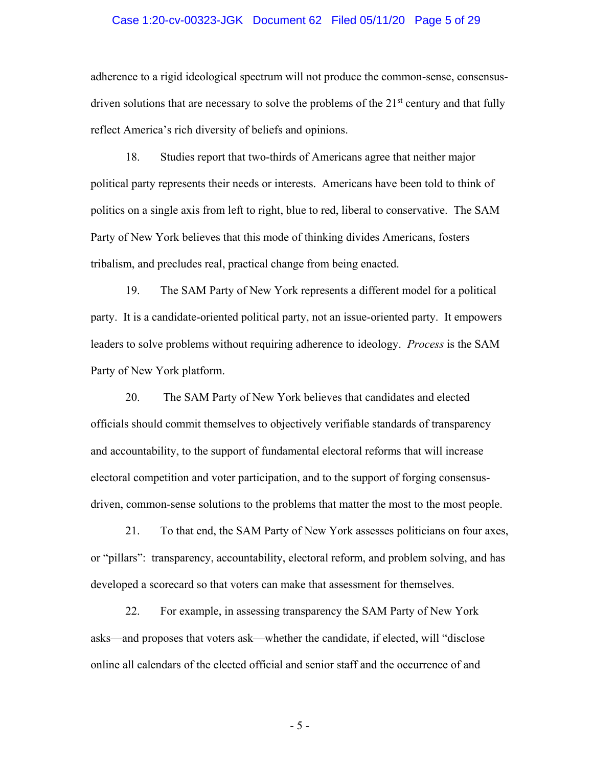adherence to a rigid ideological spectrum will not produce the common-sense, consensus-driven solutions that are necessary to solve the problems of the 21st century and that fully reflect America's rich diversity of beliefs and opinions.

18. Studies report that two-thirds of Americans agree that neither major political party represents their needs or interests. Americans have been told to think of politics on a single axis from left to right, blue to red, liberal to conservative. The SAM Party of New York believes that this mode of thinking divides Americans, fosters tribalism, and precludes real, practical change from being enacted.

19. The SAM Party of New York represents a different model for a political party. It is a candidate-oriented political party, not an issue-oriented party. It empowers leaders to solve problems without requiring adherence to ideology. *Process* is the SAM Party of New York platform.

20. The SAM Party of New York believes that candidates and elected officials should commit themselves to objectively verifiable standards of transparency and accountability, to the support of fundamental electoral reforms that will increase electoral competition and voter participation, and to the support of forging consensus-driven, common-sense solutions to the problems that matter the most to the most people.

21. To that end, the SAM Party of New York assesses politicians on four axes, or "pillars": transparency, accountability, electoral reform, and problem solving, and has developed a scorecard so that voters can make that assessment for themselves.

22. For example, in assessing transparency the SAM Party of New York asks—and proposes that voters ask—whether the candidate, if elected, will "disclose online all calendars of the elected official and senior staff and the occurrence of and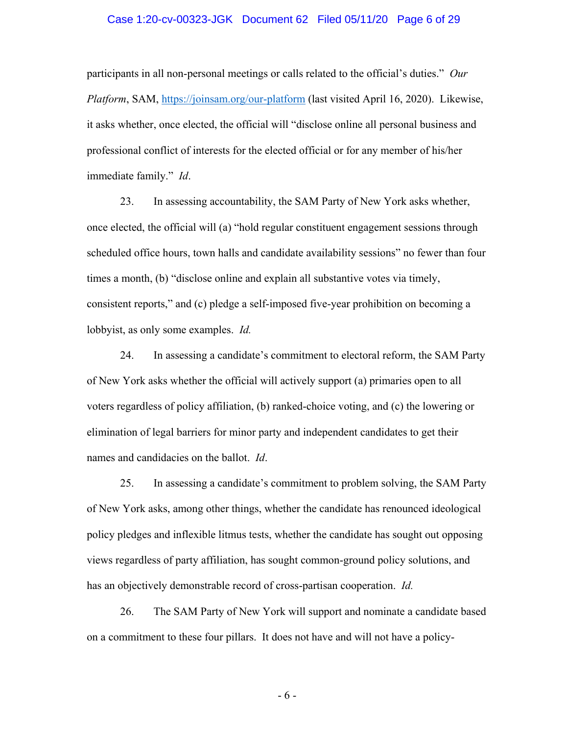participants in all non-personal meetings or calls related to the official's duties." *Our Platform*, SAM, https://joinsam.org/our-platform (last visited April 16, 2020). Likewise, it asks whether, once elected, the official will "disclose online all personal business and professional conflict of interests for the elected official or for any member of his/her immediate family." *Id*.

23. In assessing accountability, the SAM Party of New York asks whether, once elected, the official will (a) "hold regular constituent engagement sessions through scheduled office hours, town halls and candidate availability sessions" no fewer than four times a month, (b) "disclose online and explain all substantive votes via timely, consistent reports," and (c) pledge a self-imposed five-year prohibition on becoming a lobbyist, as only some examples. *Id.*

24. In assessing a candidate's commitment to electoral reform, the SAM Party of New York asks whether the official will actively support (a) primaries open to all voters regardless of policy affiliation, (b) ranked-choice voting, and (c) the lowering or elimination of legal barriers for minor party and independent candidates to get their names and candidacies on the ballot. *Id*.

25. In assessing a candidate's commitment to problem solving, the SAM Party of New York asks, among other things, whether the candidate has renounced ideological policy pledges and inflexible litmus tests, whether the candidate has sought out opposing views regardless of party affiliation, has sought common-ground policy solutions, and has an objectively demonstrable record of cross-partisan cooperation. *Id.*

26. The SAM Party of New York will support and nominate a candidate based on a commitment to these four pillars. It does not have and will not have a policy-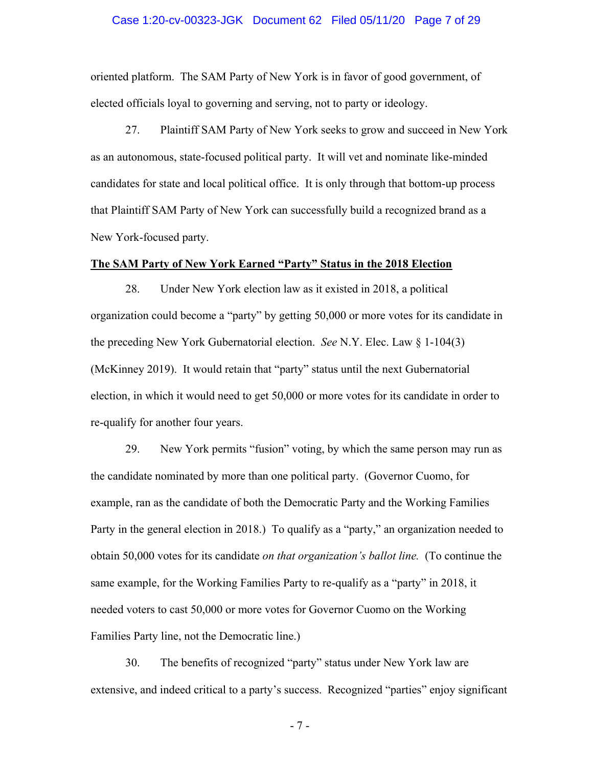oriented platform. The SAM Party of New York is in favor of good government, of elected officials loyal to governing and serving, not to party or ideology.

27. Plaintiff SAM Party of New York seeks to grow and succeed in New York as an autonomous, state-focused political party. It will vet and nominate like-minded candidates for state and local political office. It is only through that bottom-up process that Plaintiff SAM Party of New York can successfully build a recognized brand as a New York-focused party.

**The SAM Party of New York Earned "Party" Status in the 2018 Election**

28. Under New York election law as it existed in 2018, a political organization could become a "party" by getting 50,000 or more votes for its candidate in the preceding New York Gubernatorial election. *See* N.Y. Elec. Law § 1-104(3) (McKinney 2019). It would retain that "party" status until the next Gubernatorial election, in which it would need to get 50,000 or more votes for its candidate in order to re-qualify for another four years.

29. New York permits "fusion" voting, by which the same person may run as the candidate nominated by more than one political party. (Governor Cuomo, for example, ran as the candidate of both the Democratic Party and the Working Families Party in the general election in 2018.) To qualify as a "party," an organization needed to obtain 50,000 votes for its candidate *on that organization's ballot line.* (To continue the same example, for the Working Families Party to re-qualify as a "party" in 2018, it needed voters to cast 50,000 or more votes for Governor Cuomo on the Working Families Party line, not the Democratic line.)

30. The benefits of recognized "party" status under New York law are extensive, and indeed critical to a party's success. Recognized "parties" enjoy significant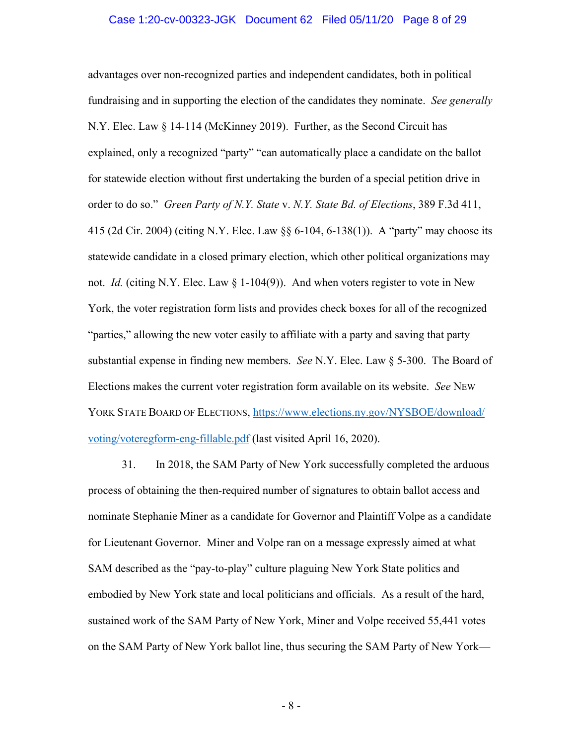advantages over non-recognized parties and independent candidates, both in political fundraising and in supporting the election of the candidates they nominate. *See generally* N.Y. Elec. Law § 14-114 (McKinney 2019). Further, as the Second Circuit has explained, only a recognized "party" "can automatically place a candidate on the ballot for statewide election without first undertaking the burden of a special petition drive in order to do so." *Green Party of N.Y. State* v. *N.Y. State Bd. of Elections*, 389 F.3d 411, 415 (2d Cir. 2004) (citing N.Y. Elec. Law §§ 6-104, 6-138(1)). A "party" may choose its statewide candidate in a closed primary election, which other political organizations may not. *Id.* (citing N.Y. Elec. Law § 1-104(9)). And when voters register to vote in New York, the voter registration form lists and provides check boxes for all of the recognized "parties," allowing the new voter easily to affiliate with a party and saving that party substantial expense in finding new members. *See* N.Y. Elec. Law § 5-300. The Board of Elections makes the current voter registration form available on its website. *See* NEW YORK STATE BOARD OF ELECTIONS, [https://www.elections.ny.gov/NYSBOE/download/voting/voteregform-eng-fillable.pdf](https://www.elections.ny.gov/NYSBOE/download/voting/voteregform-eng-fillable.pdf) (last visited April 16, 2020).

31. In 2018, the SAM Party of New York successfully completed the arduous process of obtaining the then-required number of signatures to obtain ballot access and nominate Stephanie Miner as a candidate for Governor and Plaintiff Volpe as a candidate for Lieutenant Governor. Miner and Volpe ran on a message expressly aimed at what SAM described as the "pay-to-play" culture plaguing New York State politics and embodied by New York state and local politicians and officials. As a result of the hard, sustained work of the SAM Party of New York, Miner and Volpe received 55,441 votes on the SAM Party of New York ballot line, thus securing the SAM Party of New York—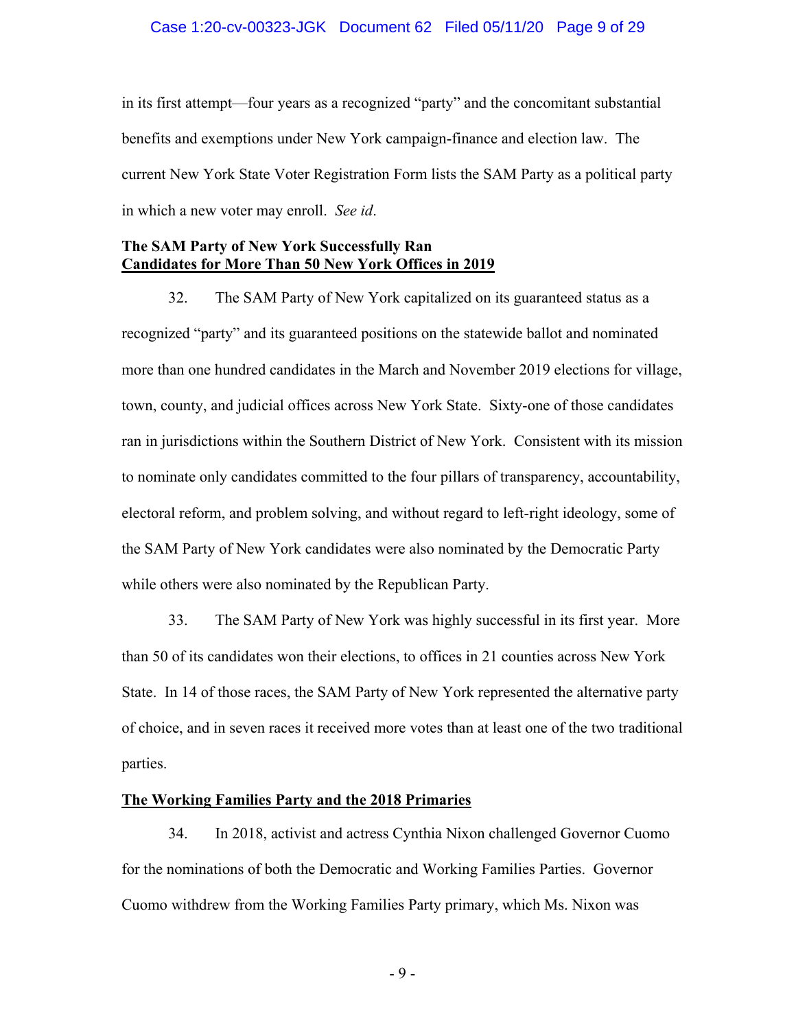in its first attempt—four years as a recognized "party" and the concomitant substantial benefits and exemptions under New York campaign-finance and election law. The current New York State Voter Registration Form lists the SAM Party as a political party in which a new voter may enroll. *See id*.

**The SAM Party of New York Successfully Ran**
**<u>Candidates for More Than 50 New York Offices in 2019</u>**

32. The SAM Party of New York capitalized on its guaranteed status as a recognized "party" and its guaranteed positions on the statewide ballot and nominated more than one hundred candidates in the March and November 2019 elections for village, town, county, and judicial offices across New York State. Sixty-one of those candidates ran in jurisdictions within the Southern District of New York. Consistent with its mission to nominate only candidates committed to the four pillars of transparency, accountability, electoral reform, and problem solving, and without regard to left-right ideology, some of the SAM Party of New York candidates were also nominated by the Democratic Party while others were also nominated by the Republican Party.

33. The SAM Party of New York was highly successful in its first year. More than 50 of its candidates won their elections, to offices in 21 counties across New York State. In 14 of those races, the SAM Party of New York represented the alternative party of choice, and in seven races it received more votes than at least one of the two traditional parties.

**<u>The Working Families Party and the 2018 Primaries</u>**

34. In 2018, activist and actress Cynthia Nixon challenged Governor Cuomo for the nominations of both the Democratic and Working Families Parties. Governor Cuomo withdrew from the Working Families Party primary, which Ms. Nixon was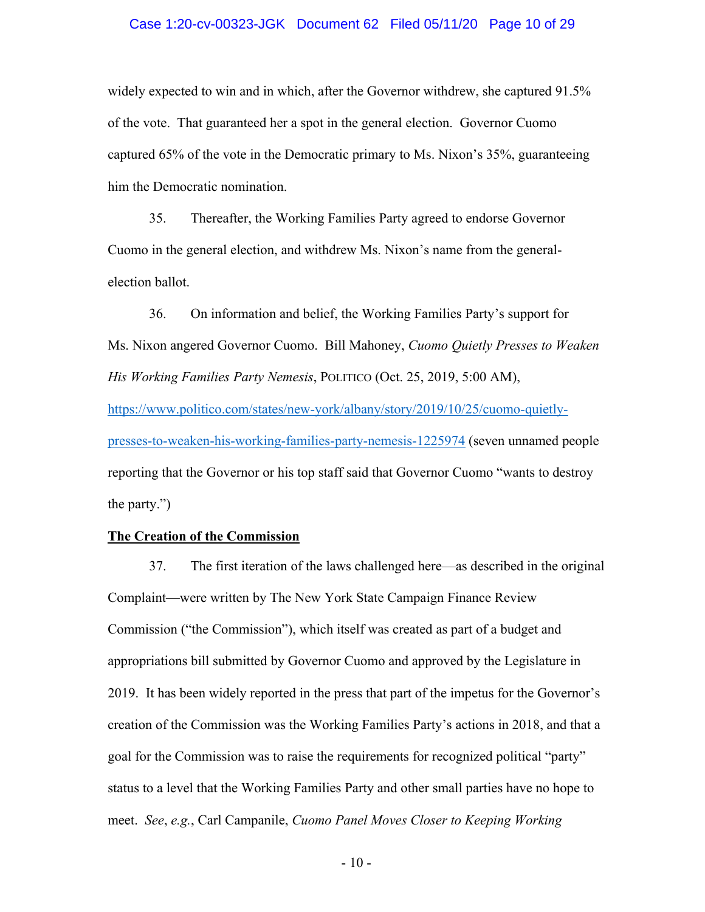widely expected to win and in which, after the Governor withdrew, she captured 91.5% of the vote. That guaranteed her a spot in the general election. Governor Cuomo captured 65% of the vote in the Democratic primary to Ms. Nixon's 35%, guaranteeing him the Democratic nomination.

35. Thereafter, the Working Families Party agreed to endorse Governor Cuomo in the general election, and withdrew Ms. Nixon's name from the general-election ballot.

36. On information and belief, the Working Families Party's support for Ms. Nixon angered Governor Cuomo. Bill Mahoney, *Cuomo Quietly Presses to Weaken His Working Families Party Nemesis*, POLITICO (Oct. 25, 2019, 5:00 AM), https://www.politico.com/states/new-york/albany/story/2019/10/25/cuomo-quietly-presses-to-weaken-his-working-families-party-nemesis-1225974 (seven unnamed people reporting that the Governor or his top staff said that Governor Cuomo "wants to destroy the party.")

**The Creation of the Commission**

37. The first iteration of the laws challenged here—as described in the original Complaint—were written by The New York State Campaign Finance Review Commission ("the Commission"), which itself was created as part of a budget and appropriations bill submitted by Governor Cuomo and approved by the Legislature in 2019. It has been widely reported in the press that part of the impetus for the Governor's creation of the Commission was the Working Families Party's actions in 2018, and that a goal for the Commission was to raise the requirements for recognized political "party" status to a level that the Working Families Party and other small parties have no hope to meet. *See*, *e.g.*, Carl Campanile, *Cuomo Panel Moves Closer to Keeping Working*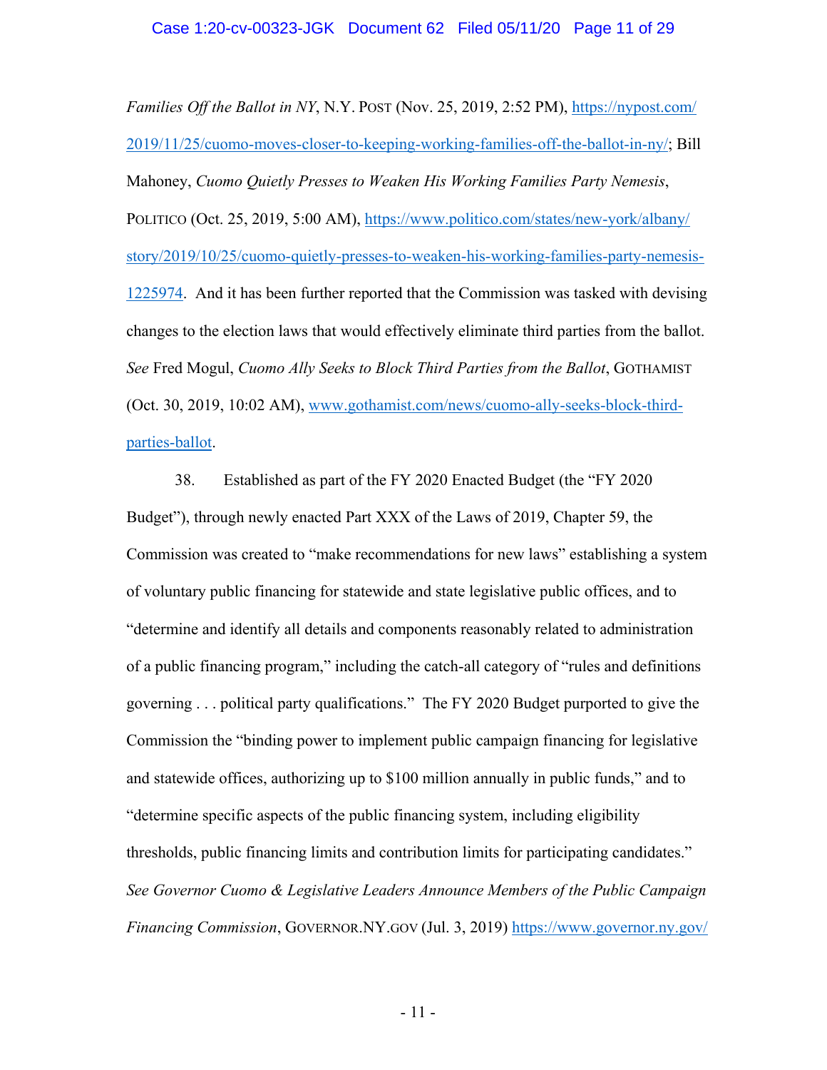*Families Off the Ballot in NY*, N.Y. POST (Nov. 25, 2019, 2:52 PM), https://nypost.com/2019/11/25/cuomo-moves-closer-to-keeping-working-families-off-the-ballot-in-ny/; Bill Mahoney, *Cuomo Quietly Presses to Weaken His Working Families Party Nemesis*, POLITICO (Oct. 25, 2019, 5:00 AM), https://www.politico.com/states/new-york/albany/story/2019/10/25/cuomo-quietly-presses-to-weaken-his-working-families-party-nemesis-1225974. And it has been further reported that the Commission was tasked with devising changes to the election laws that would effectively eliminate third parties from the ballot. *See* Fred Mogul, *Cuomo Ally Seeks to Block Third Parties from the Ballot*, GOTHAMIST (Oct. 30, 2019, 10:02 AM), www.gothamist.com/news/cuomo-ally-seeks-block-third-parties-ballot.

38. Established as part of the FY 2020 Enacted Budget (the "FY 2020 Budget"), through newly enacted Part XXX of the Laws of 2019, Chapter 59, the Commission was created to "make recommendations for new laws" establishing a system of voluntary public financing for statewide and state legislative public offices, and to "determine and identify all details and components reasonably related to administration of a public financing program," including the catch-all category of "rules and definitions governing . . . political party qualifications." The FY 2020 Budget purported to give the Commission the "binding power to implement public campaign financing for legislative and statewide offices, authorizing up to $100 million annually in public funds," and to "determine specific aspects of the public financing system, including eligibility thresholds, public financing limits and contribution limits for participating candidates." *See Governor Cuomo & Legislative Leaders Announce Members of the Public Campaign Financing Commission*, GOVERNOR.NY.GOV (Jul. 3, 2019) https://www.governor.ny.gov/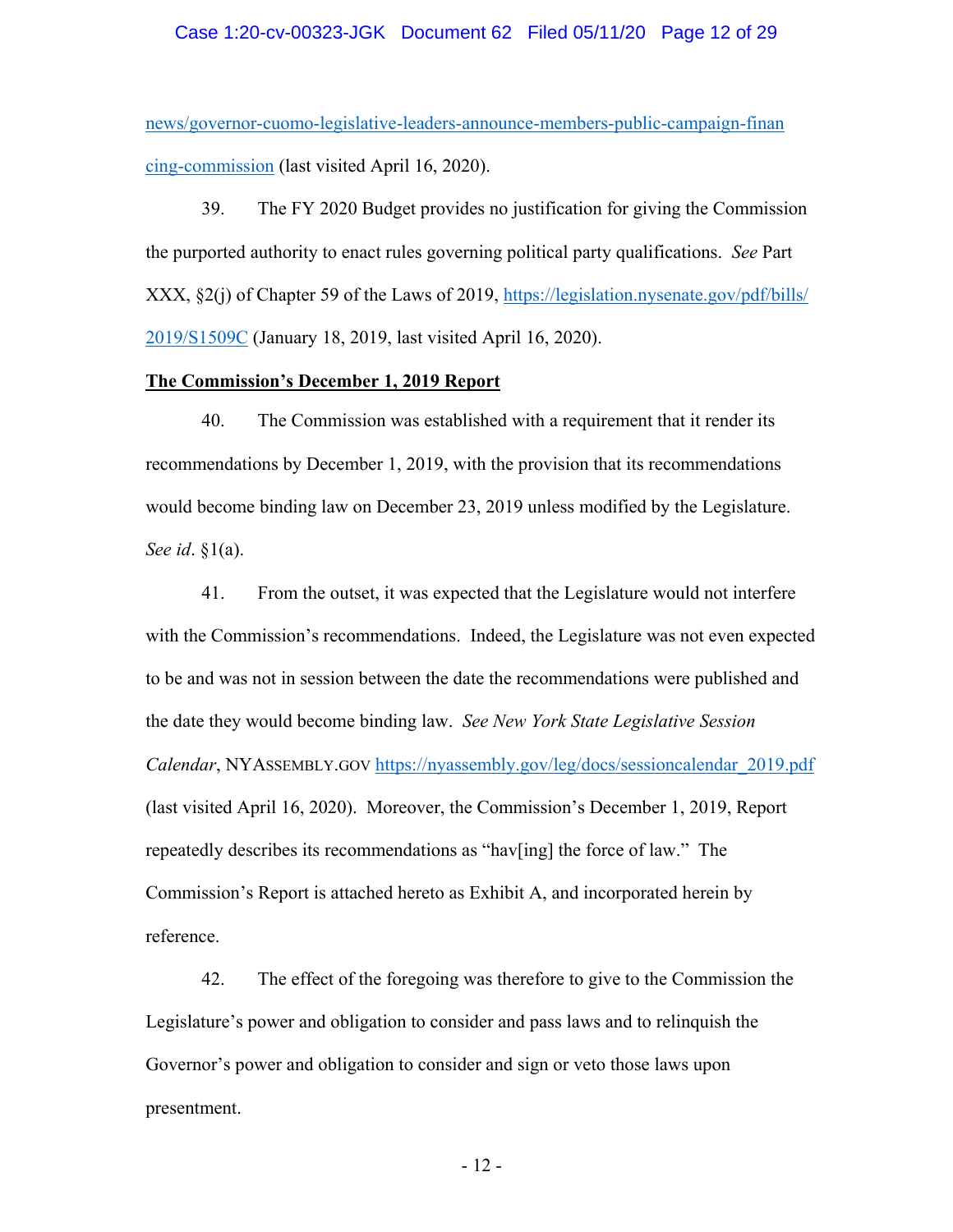news/governor-cuomo-legislative-leaders-announce-members-public-campaign-financing-commission (last visited April 16, 2020).

39. The FY 2020 Budget provides no justification for giving the Commission the purported authority to enact rules governing political party qualifications. *See* Part XXX, §2(j) of Chapter 59 of the Laws of 2019, https://legislation.nysenate.gov/pdf/bills/2019/S1509C (January 18, 2019, last visited April 16, 2020).

**The Commission's December 1, 2019 Report**

40. The Commission was established with a requirement that it render its recommendations by December 1, 2019, with the provision that its recommendations would become binding law on December 23, 2019 unless modified by the Legislature. *See id*. §1(a).

41. From the outset, it was expected that the Legislature would not interfere with the Commission's recommendations. Indeed, the Legislature was not even expected to be and was not in session between the date the recommendations were published and the date they would become binding law. *See New York State Legislative Session Calendar*, NYASSEMBLY.GOV https://nyassembly.gov/leg/docs/sessioncalendar_2019.pdf (last visited April 16, 2020). Moreover, the Commission's December 1, 2019, Report repeatedly describes its recommendations as "hav[ing] the force of law." The Commission's Report is attached hereto as Exhibit A, and incorporated herein by reference.

42. The effect of the foregoing was therefore to give to the Commission the Legislature's power and obligation to consider and pass laws and to relinquish the Governor's power and obligation to consider and sign or veto those laws upon presentment.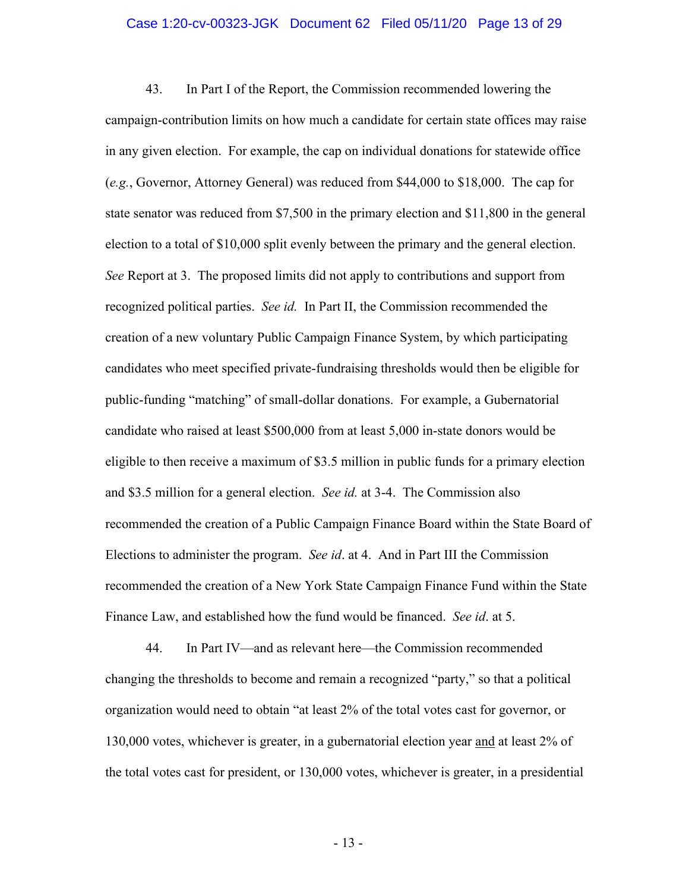43. In Part I of the Report, the Commission recommended lowering the campaign-contribution limits on how much a candidate for certain state offices may raise in any given election. For example, the cap on individual donations for statewide office (*e.g.*, Governor, Attorney General) was reduced from $44,000 to $18,000. The cap for state senator was reduced from $7,500 in the primary election and $11,800 in the general election to a total of $10,000 split evenly between the primary and the general election. *See* Report at 3. The proposed limits did not apply to contributions and support from recognized political parties. *See id.* In Part II, the Commission recommended the creation of a new voluntary Public Campaign Finance System, by which participating candidates who meet specified private-fundraising thresholds would then be eligible for public-funding "matching" of small-dollar donations. For example, a Gubernatorial candidate who raised at least $500,000 from at least 5,000 in-state donors would be eligible to then receive a maximum of $3.5 million in public funds for a primary election and $3.5 million for a general election. *See id.* at 3-4. The Commission also recommended the creation of a Public Campaign Finance Board within the State Board of Elections to administer the program. *See id*. at 4. And in Part III the Commission recommended the creation of a New York State Campaign Finance Fund within the State Finance Law, and established how the fund would be financed. *See id*. at 5.

44. In Part IV—and as relevant here—the Commission recommended changing the thresholds to become and remain a recognized "party," so that a political organization would need to obtain "at least 2% of the total votes cast for governor, or 130,000 votes, whichever is greater, in a gubernatorial election year <u>and</u> at least 2% of the total votes cast for president, or 130,000 votes, whichever is greater, in a presidential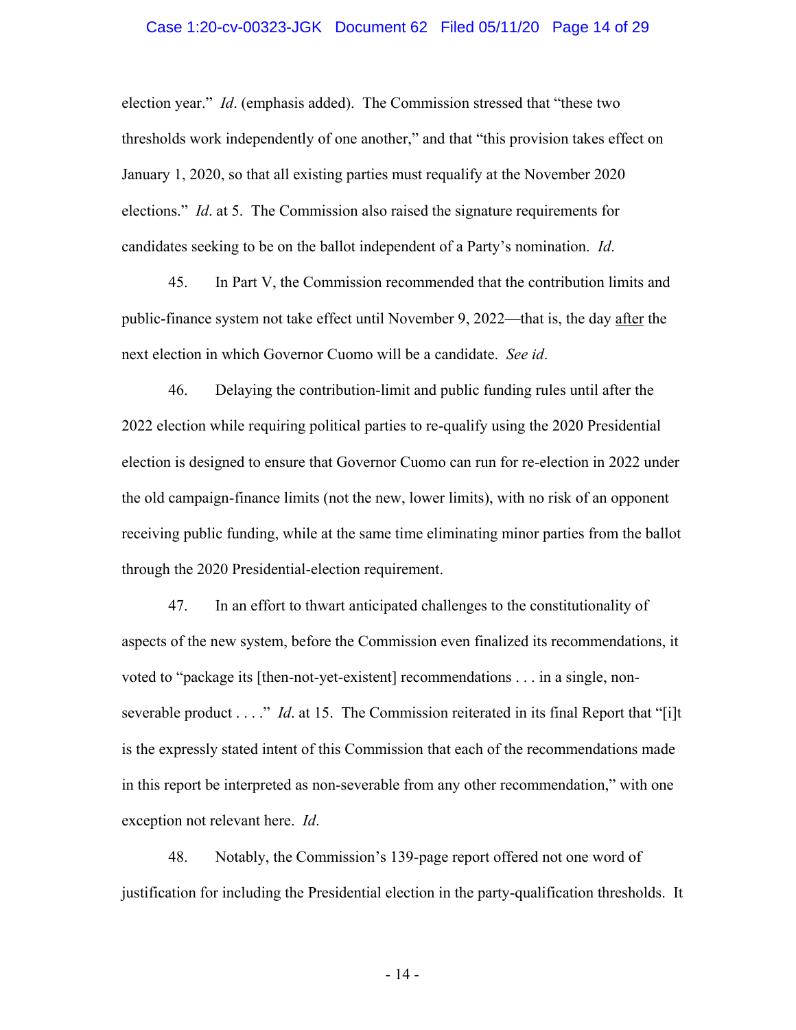election year." *Id*. (emphasis added). The Commission stressed that "these two thresholds work independently of one another," and that "this provision takes effect on January 1, 2020, so that all existing parties must requalify at the November 2020 elections." *Id*. at 5. The Commission also raised the signature requirements for candidates seeking to be on the ballot independent of a Party's nomination. *Id*.

45. In Part V, the Commission recommended that the contribution limits and public-finance system not take effect until November 9, 2022—that is, the day <u>after</u> the next election in which Governor Cuomo will be a candidate. *See id*.

46. Delaying the contribution-limit and public funding rules until after the 2022 election while requiring political parties to re-qualify using the 2020 Presidential election is designed to ensure that Governor Cuomo can run for re-election in 2022 under the old campaign-finance limits (not the new, lower limits), with no risk of an opponent receiving public funding, while at the same time eliminating minor parties from the ballot through the 2020 Presidential-election requirement.

47. In an effort to thwart anticipated challenges to the constitutionality of aspects of the new system, before the Commission even finalized its recommendations, it voted to "package its [then-not-yet-existent] recommendations . . . in a single, non-severable product . . . ." *Id*. at 15. The Commission reiterated in its final Report that "[i]t is the expressly stated intent of this Commission that each of the recommendations made in this report be interpreted as non-severable from any other recommendation," with one exception not relevant here. *Id*.

48. Notably, the Commission's 139-page report offered not one word of justification for including the Presidential election in the party-qualification thresholds. It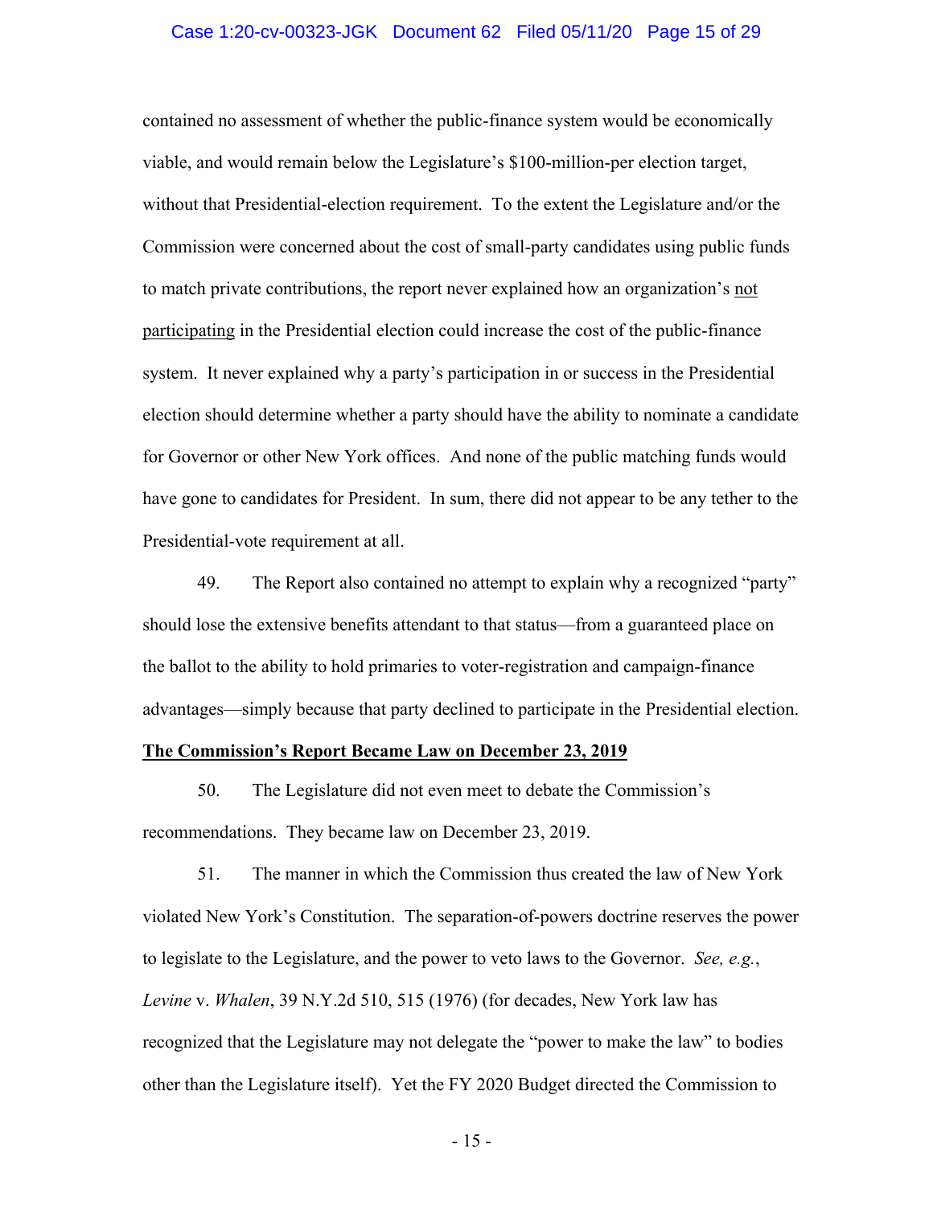contained no assessment of whether the public-finance system would be economically viable, and would remain below the Legislature's $100-million-per election target, without that Presidential-election requirement. To the extent the Legislature and/or the Commission were concerned about the cost of small-party candidates using public funds to match private contributions, the report never explained how an organization's <u>not participating</u> in the Presidential election could increase the cost of the public-finance system. It never explained why a party's participation in or success in the Presidential election should determine whether a party should have the ability to nominate a candidate for Governor or other New York offices. And none of the public matching funds would have gone to candidates for President. In sum, there did not appear to be any tether to the Presidential-vote requirement at all.

49. The Report also contained no attempt to explain why a recognized "party" should lose the extensive benefits attendant to that status—from a guaranteed place on the ballot to the ability to hold primaries to voter-registration and campaign-finance advantages—simply because that party declined to participate in the Presidential election.

**<u>The Commission's Report Became Law on December 23, 2019</u>**

50. The Legislature did not even meet to debate the Commission's recommendations. They became law on December 23, 2019.

51. The manner in which the Commission thus created the law of New York violated New York's Constitution. The separation-of-powers doctrine reserves the power to legislate to the Legislature, and the power to veto laws to the Governor. *See, e.g.*, *Levine* v. *Whalen*, 39 N.Y.2d 510, 515 (1976) (for decades, New York law has recognized that the Legislature may not delegate the "power to make the law" to bodies other than the Legislature itself). Yet the FY 2020 Budget directed the Commission to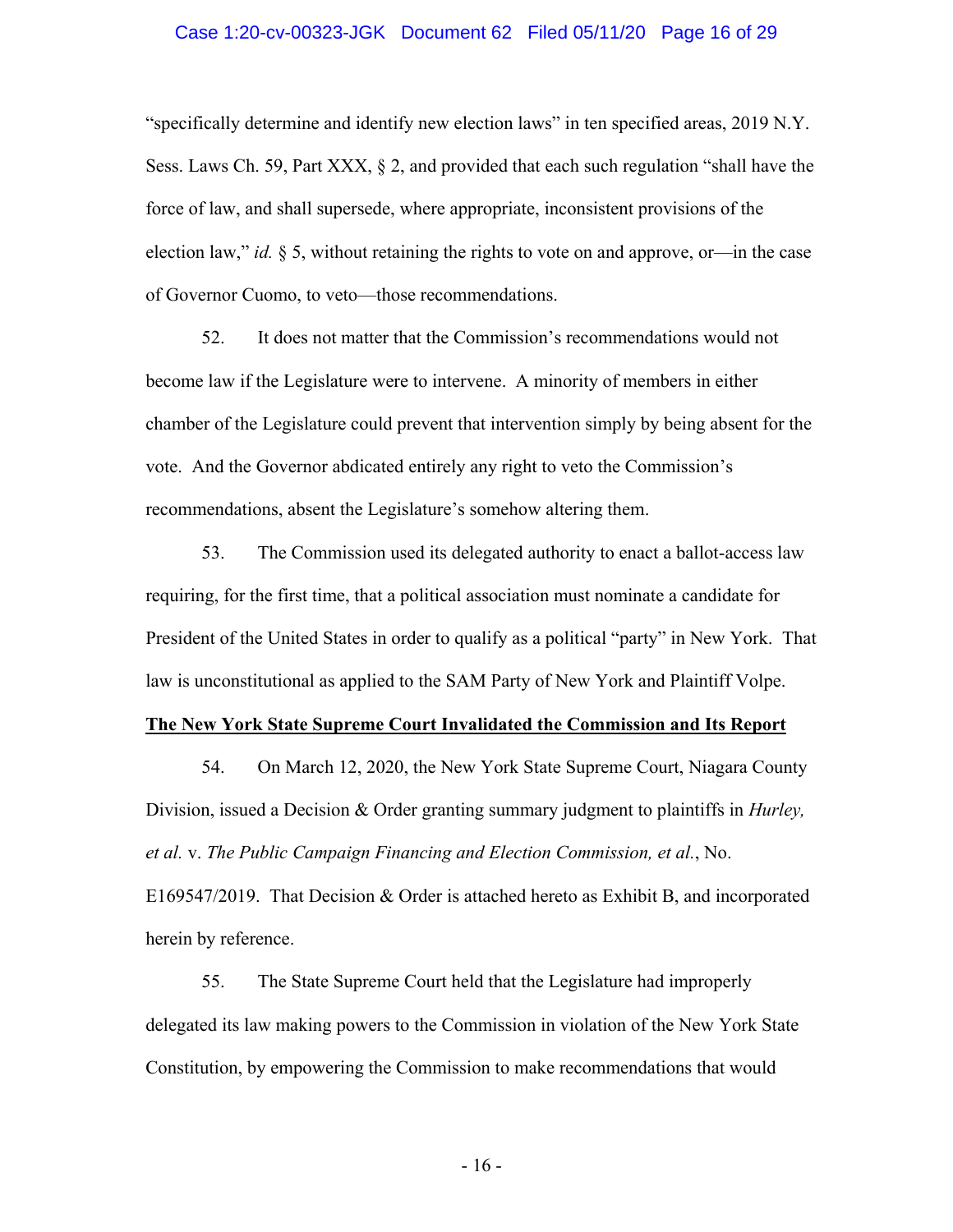"specifically determine and identify new election laws" in ten specified areas, 2019 N.Y. Sess. Laws Ch. 59, Part XXX, § 2, and provided that each such regulation "shall have the force of law, and shall supersede, where appropriate, inconsistent provisions of the election law," *id.* § 5, without retaining the rights to vote on and approve, or—in the case of Governor Cuomo, to veto—those recommendations.

52. It does not matter that the Commission's recommendations would not become law if the Legislature were to intervene. A minority of members in either chamber of the Legislature could prevent that intervention simply by being absent for the vote. And the Governor abdicated entirely any right to veto the Commission's recommendations, absent the Legislature's somehow altering them.

53. The Commission used its delegated authority to enact a ballot-access law requiring, for the first time, that a political association must nominate a candidate for President of the United States in order to qualify as a political "party" in New York. That law is unconstitutional as applied to the SAM Party of New York and Plaintiff Volpe.

**The New York State Supreme Court Invalidated the Commission and Its Report**

54. On March 12, 2020, the New York State Supreme Court, Niagara County Division, issued a Decision & Order granting summary judgment to plaintiffs in *Hurley, et al.* v. *The Public Campaign Financing and Election Commission, et al.*, No. E169547/2019. That Decision & Order is attached hereto as Exhibit B, and incorporated herein by reference.

55. The State Supreme Court held that the Legislature had improperly delegated its law making powers to the Commission in violation of the New York State Constitution, by empowering the Commission to make recommendations that would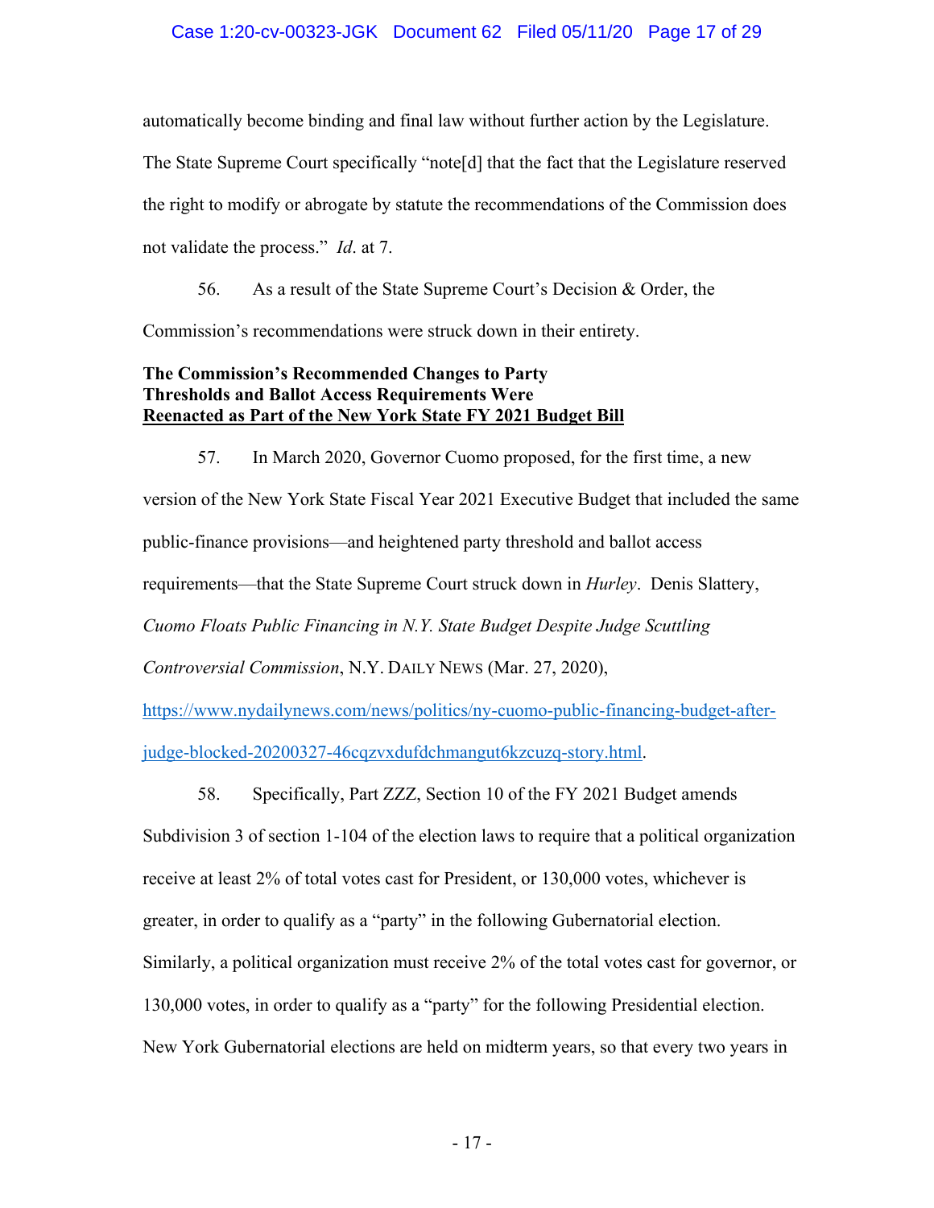automatically become binding and final law without further action by the Legislature. The State Supreme Court specifically "note[d] that the fact that the Legislature reserved the right to modify or abrogate by statute the recommendations of the Commission does not validate the process." *Id*. at 7.

56. As a result of the State Supreme Court's Decision & Order, the Commission's recommendations were struck down in their entirety.

**The Commission's Recommended Changes to Party Thresholds and Ballot Access Requirements Were <u>Reenacted as Part of the New York State FY 2021 Budget Bill</u>**

57. In March 2020, Governor Cuomo proposed, for the first time, a new version of the New York State Fiscal Year 2021 Executive Budget that included the same public-finance provisions—and heightened party threshold and ballot access requirements—that the State Supreme Court struck down in *Hurley*. Denis Slattery, *Cuomo Floats Public Financing in N.Y. State Budget Despite Judge Scuttling Controversial Commission*, N.Y. DAILY NEWS (Mar. 27, 2020), https://www.nydailynews.com/news/politics/ny-cuomo-public-financing-budget-after-judge-blocked-20200327-46cqzvxdufdchmangut6kzcuzq-story.html.

58. Specifically, Part ZZZ, Section 10 of the FY 2021 Budget amends Subdivision 3 of section 1-104 of the election laws to require that a political organization receive at least 2% of total votes cast for President, or 130,000 votes, whichever is greater, in order to qualify as a "party" in the following Gubernatorial election. Similarly, a political organization must receive 2% of the total votes cast for governor, or 130,000 votes, in order to qualify as a "party" for the following Presidential election. New York Gubernatorial elections are held on midterm years, so that every two years in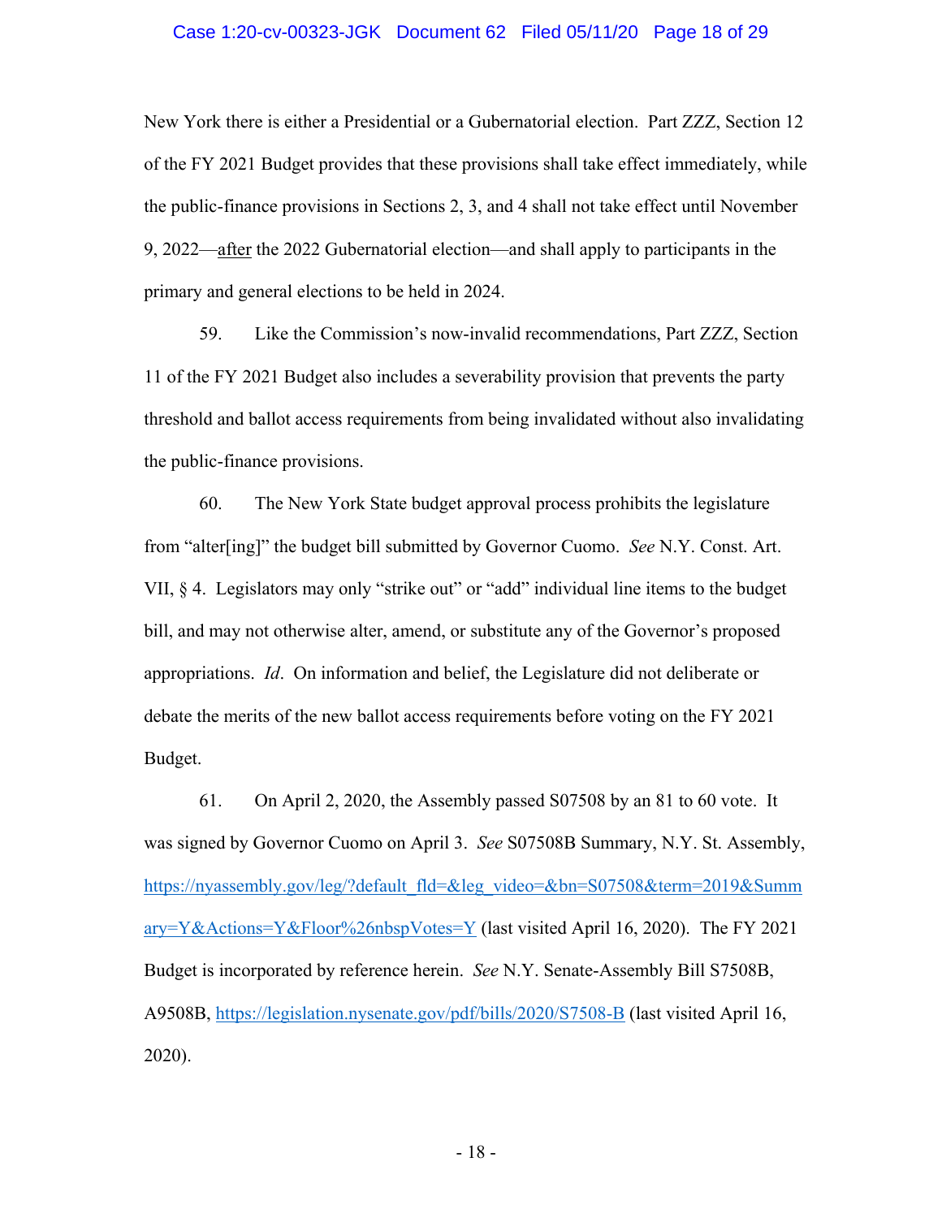New York there is either a Presidential or a Gubernatorial election. Part ZZZ, Section 12 of the FY 2021 Budget provides that these provisions shall take effect immediately, while the public-finance provisions in Sections 2, 3, and 4 shall not take effect until November 9, 2022—after the 2022 Gubernatorial election—and shall apply to participants in the primary and general elections to be held in 2024.

59. Like the Commission's now-invalid recommendations, Part ZZZ, Section 11 of the FY 2021 Budget also includes a severability provision that prevents the party threshold and ballot access requirements from being invalidated without also invalidating the public-finance provisions.

60. The New York State budget approval process prohibits the legislature from "alter[ing]" the budget bill submitted by Governor Cuomo. *See* N.Y. Const. Art. VII, § 4. Legislators may only "strike out" or "add" individual line items to the budget bill, and may not otherwise alter, amend, or substitute any of the Governor's proposed appropriations. *Id*. On information and belief, the Legislature did not deliberate or debate the merits of the new ballot access requirements before voting on the FY 2021 Budget.

61. On April 2, 2020, the Assembly passed S07508 by an 81 to 60 vote. It was signed by Governor Cuomo on April 3. *See* S07508B Summary, N.Y. St. Assembly, https://nyassembly.gov/leg/?default_fld=&leg_video=&bn=S07508&term=2019&Summary=Y&Actions=Y&Floor%26nbspVotes=Y (last visited April 16, 2020). The FY 2021 Budget is incorporated by reference herein. *See* N.Y. Senate-Assembly Bill S7508B, A9508B, https://legislation.nysenate.gov/pdf/bills/2020/S7508-B (last visited April 16, 2020).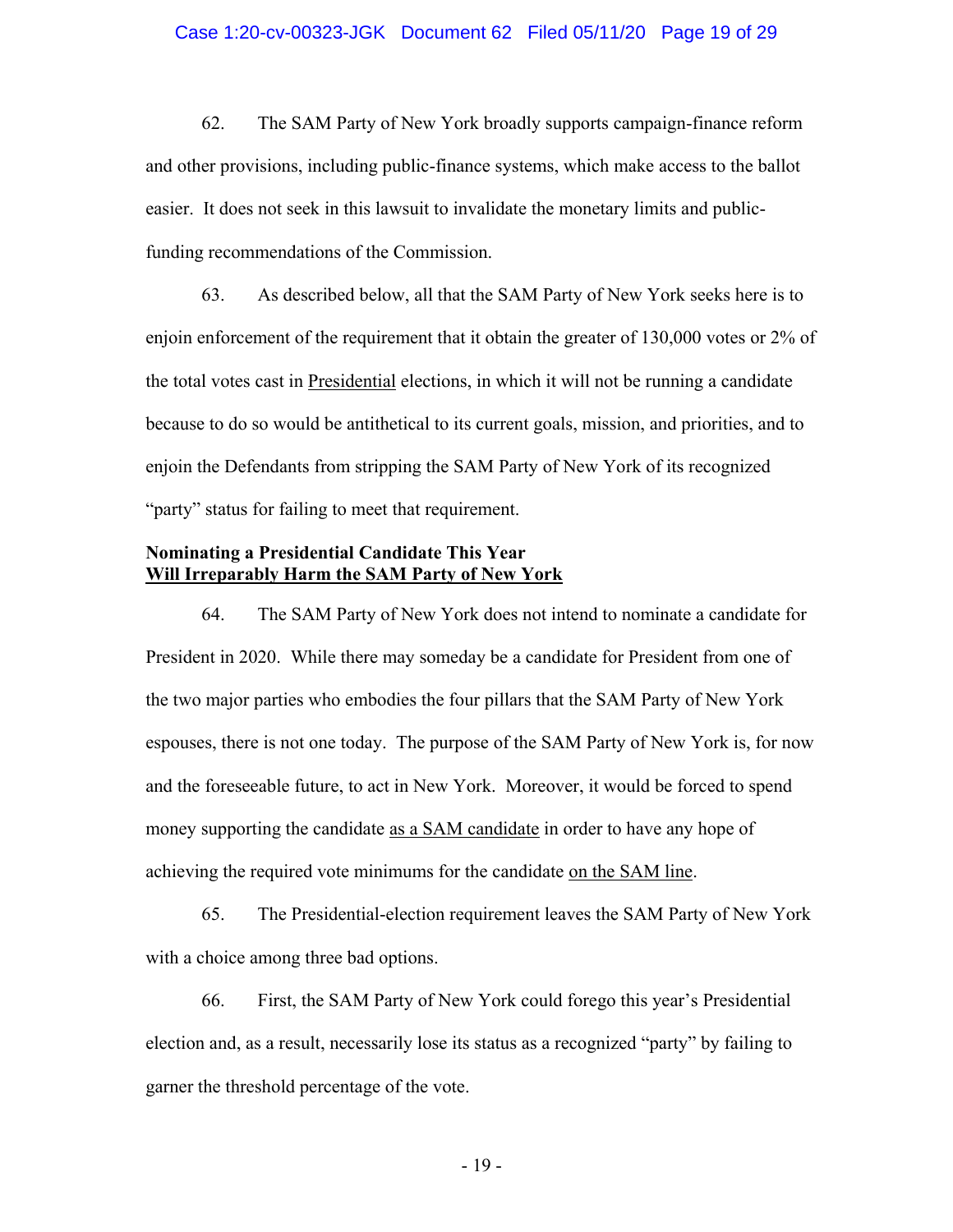62. The SAM Party of New York broadly supports campaign-finance reform and other provisions, including public-finance systems, which make access to the ballot easier. It does not seek in this lawsuit to invalidate the monetary limits and public-funding recommendations of the Commission.

63. As described below, all that the SAM Party of New York seeks here is to enjoin enforcement of the requirement that it obtain the greater of 130,000 votes or 2% of the total votes cast in <u>Presidential</u> elections, in which it will not be running a candidate because to do so would be antithetical to its current goals, mission, and priorities, and to enjoin the Defendants from stripping the SAM Party of New York of its recognized "party" status for failing to meet that requirement.

**Nominating a Presidential Candidate This Year**
**<u>Will Irreparably Harm the SAM Party of New York</u>**

64. The SAM Party of New York does not intend to nominate a candidate for President in 2020. While there may someday be a candidate for President from one of the two major parties who embodies the four pillars that the SAM Party of New York espouses, there is not one today. The purpose of the SAM Party of New York is, for now and the foreseeable future, to act in New York. Moreover, it would be forced to spend money supporting the candidate <u>as a SAM candidate</u> in order to have any hope of achieving the required vote minimums for the candidate <u>on the SAM line</u>.

65. The Presidential-election requirement leaves the SAM Party of New York with a choice among three bad options.

66. First, the SAM Party of New York could forego this year's Presidential election and, as a result, necessarily lose its status as a recognized "party" by failing to garner the threshold percentage of the vote.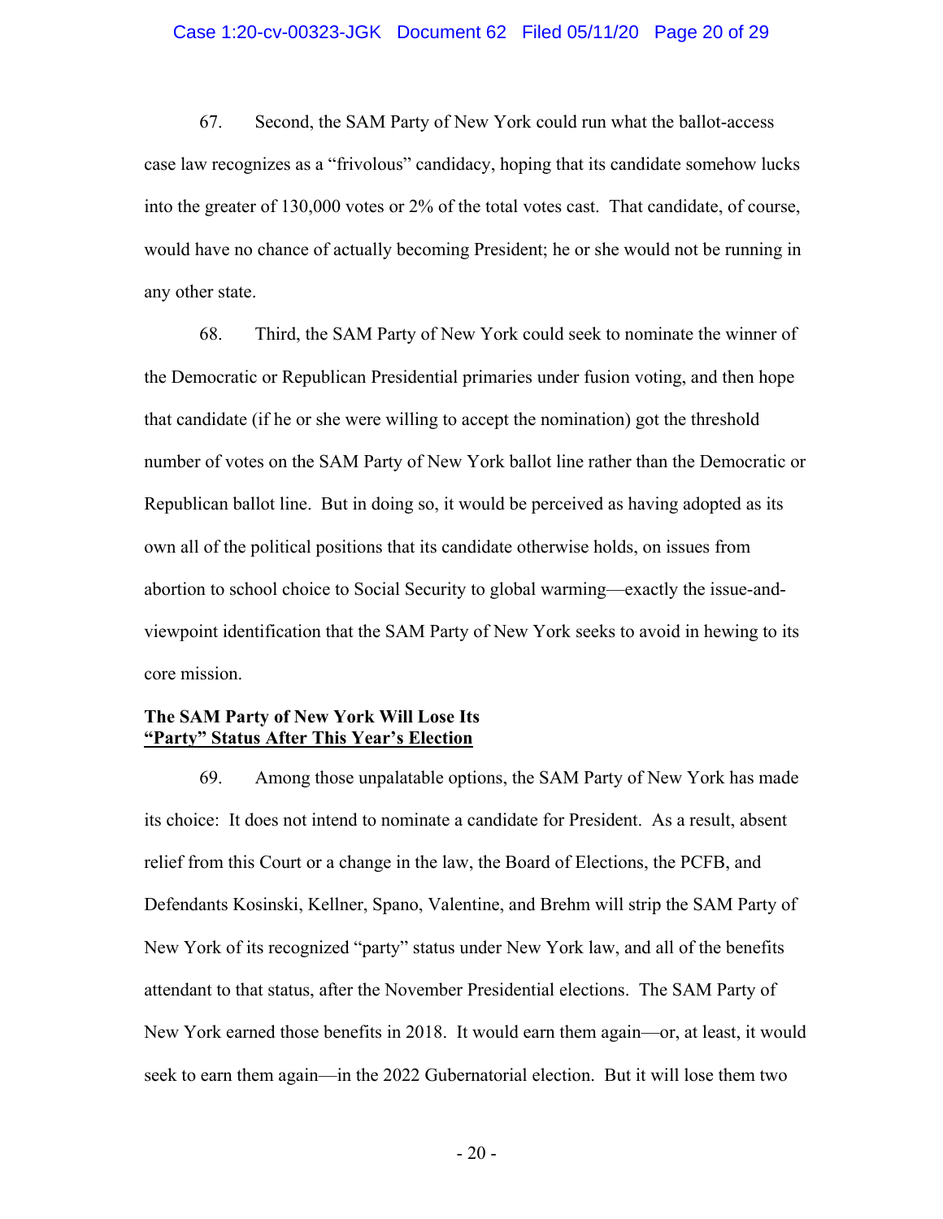67. Second, the SAM Party of New York could run what the ballot-access case law recognizes as a "frivolous" candidacy, hoping that its candidate somehow lucks into the greater of 130,000 votes or 2% of the total votes cast. That candidate, of course, would have no chance of actually becoming President; he or she would not be running in any other state.

68. Third, the SAM Party of New York could seek to nominate the winner of the Democratic or Republican Presidential primaries under fusion voting, and then hope that candidate (if he or she were willing to accept the nomination) got the threshold number of votes on the SAM Party of New York ballot line rather than the Democratic or Republican ballot line. But in doing so, it would be perceived as having adopted as its own all of the political positions that its candidate otherwise holds, on issues from abortion to school choice to Social Security to global warming—exactly the issue-and-viewpoint identification that the SAM Party of New York seeks to avoid in hewing to its core mission.

**The SAM Party of New York Will Lose Its**
**<u>"Party" Status After This Year's Election</u>**

69. Among those unpalatable options, the SAM Party of New York has made its choice: It does not intend to nominate a candidate for President. As a result, absent relief from this Court or a change in the law, the Board of Elections, the PCFB, and Defendants Kosinski, Kellner, Spano, Valentine, and Brehm will strip the SAM Party of New York of its recognized "party" status under New York law, and all of the benefits attendant to that status, after the November Presidential elections. The SAM Party of New York earned those benefits in 2018. It would earn them again—or, at least, it would seek to earn them again—in the 2022 Gubernatorial election. But it will lose them two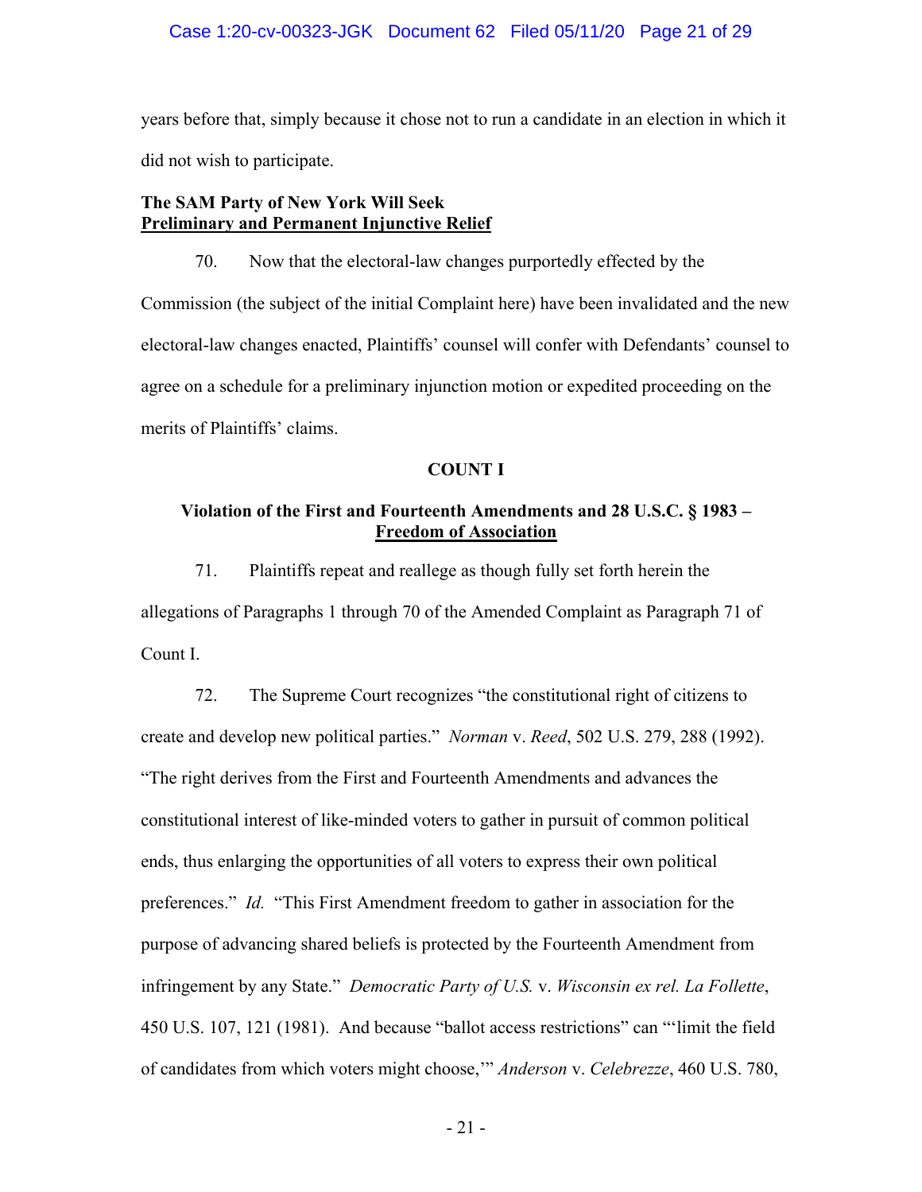years before that, simply because it chose not to run a candidate in an election in which it did not wish to participate.

**The SAM Party of New York Will Seek**
**<u>Preliminary and Permanent Injunctive Relief</u>**

70. Now that the electoral-law changes purportedly effected by the Commission (the subject of the initial Complaint here) have been invalidated and the new electoral-law changes enacted, Plaintiffs' counsel will confer with Defendants' counsel to agree on a schedule for a preliminary injunction motion or expedited proceeding on the merits of Plaintiffs' claims.

**COUNT I**

**Violation of the First and Fourteenth Amendments and 28 U.S.C. § 1983 –**
**<u>Freedom of Association</u>**

71. Plaintiffs repeat and reallege as though fully set forth herein the allegations of Paragraphs 1 through 70 of the Amended Complaint as Paragraph 71 of Count I.

72. The Supreme Court recognizes "the constitutional right of citizens to create and develop new political parties." *Norman* v. *Reed*, 502 U.S. 279, 288 (1992). "The right derives from the First and Fourteenth Amendments and advances the constitutional interest of like-minded voters to gather in pursuit of common political ends, thus enlarging the opportunities of all voters to express their own political preferences." *Id.* "This First Amendment freedom to gather in association for the purpose of advancing shared beliefs is protected by the Fourteenth Amendment from infringement by any State." *Democratic Party of U.S.* v. *Wisconsin ex rel. La Follette*, 450 U.S. 107, 121 (1981). And because "ballot access restrictions" can "'limit the field of candidates from which voters might choose,'" *Anderson* v. *Celebrezze*, 460 U.S. 780,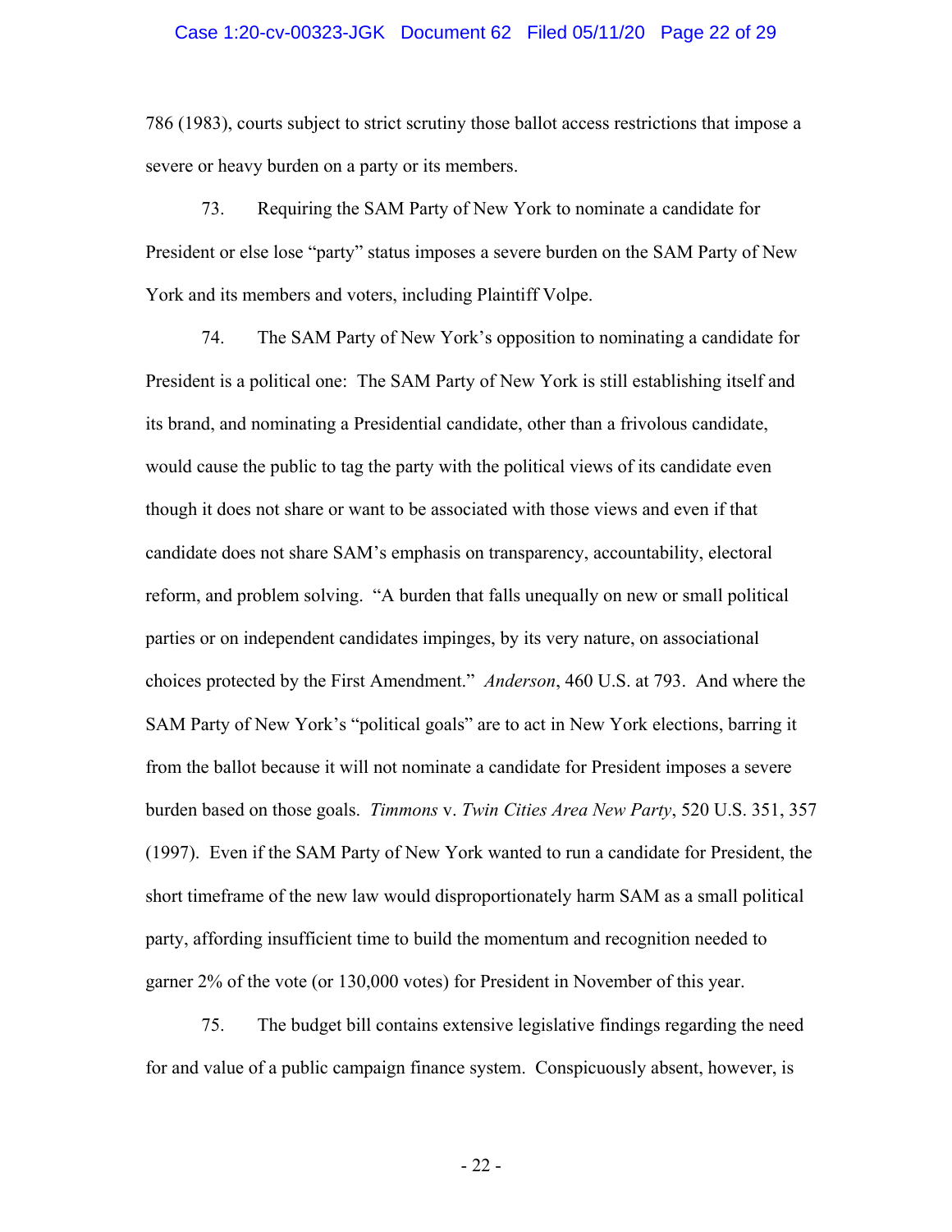786 (1983), courts subject to strict scrutiny those ballot access restrictions that impose a severe or heavy burden on a party or its members.

73. Requiring the SAM Party of New York to nominate a candidate for President or else lose "party" status imposes a severe burden on the SAM Party of New York and its members and voters, including Plaintiff Volpe.

74. The SAM Party of New York's opposition to nominating a candidate for President is a political one: The SAM Party of New York is still establishing itself and its brand, and nominating a Presidential candidate, other than a frivolous candidate, would cause the public to tag the party with the political views of its candidate even though it does not share or want to be associated with those views and even if that candidate does not share SAM's emphasis on transparency, accountability, electoral reform, and problem solving. "A burden that falls unequally on new or small political parties or on independent candidates impinges, by its very nature, on associational choices protected by the First Amendment." *Anderson*, 460 U.S. at 793. And where the SAM Party of New York's "political goals" are to act in New York elections, barring it from the ballot because it will not nominate a candidate for President imposes a severe burden based on those goals. *Timmons* v. *Twin Cities Area New Party*, 520 U.S. 351, 357 (1997). Even if the SAM Party of New York wanted to run a candidate for President, the short timeframe of the new law would disproportionately harm SAM as a small political party, affording insufficient time to build the momentum and recognition needed to garner 2% of the vote (or 130,000 votes) for President in November of this year.

75. The budget bill contains extensive legislative findings regarding the need for and value of a public campaign finance system. Conspicuously absent, however, is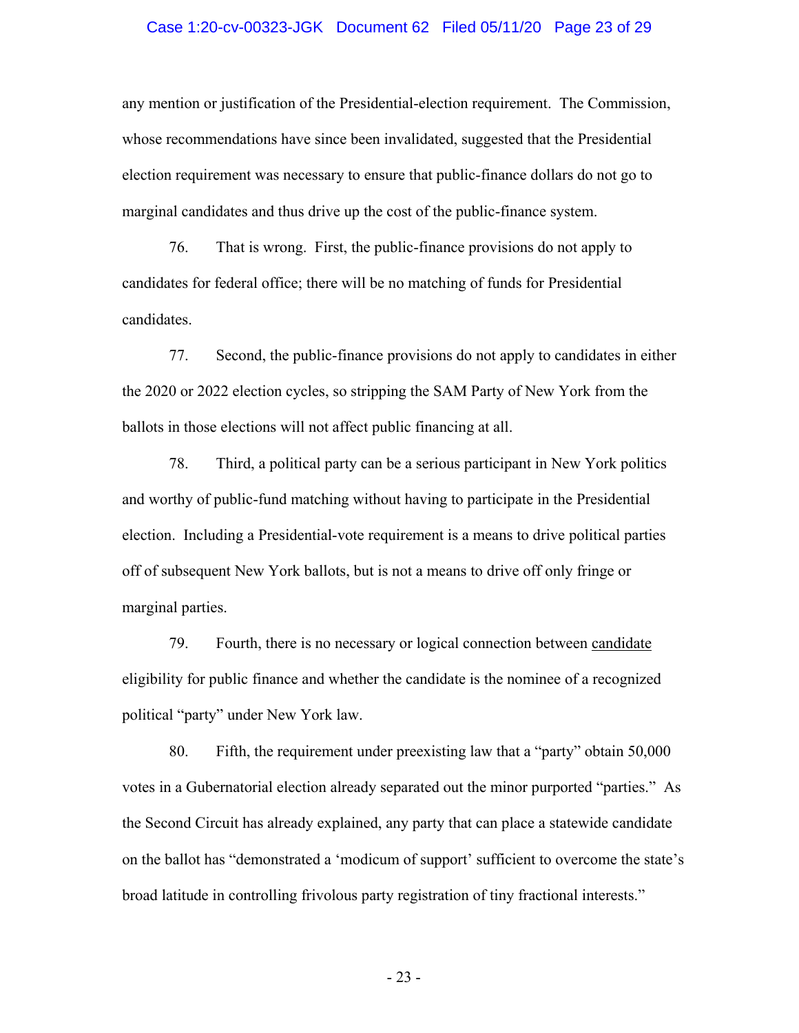any mention or justification of the Presidential-election requirement. The Commission, whose recommendations have since been invalidated, suggested that the Presidential election requirement was necessary to ensure that public-finance dollars do not go to marginal candidates and thus drive up the cost of the public-finance system.

76. That is wrong. First, the public-finance provisions do not apply to candidates for federal office; there will be no matching of funds for Presidential candidates.

77. Second, the public-finance provisions do not apply to candidates in either the 2020 or 2022 election cycles, so stripping the SAM Party of New York from the ballots in those elections will not affect public financing at all.

78. Third, a political party can be a serious participant in New York politics and worthy of public-fund matching without having to participate in the Presidential election. Including a Presidential-vote requirement is a means to drive political parties off of subsequent New York ballots, but is not a means to drive off only fringe or marginal parties.

79. Fourth, there is no necessary or logical connection between <u>candidate</u> eligibility for public finance and whether the candidate is the nominee of a recognized political "party" under New York law.

80. Fifth, the requirement under preexisting law that a "party" obtain 50,000 votes in a Gubernatorial election already separated out the minor purported "parties." As the Second Circuit has already explained, any party that can place a statewide candidate on the ballot has "demonstrated a 'modicum of support' sufficient to overcome the state's broad latitude in controlling frivolous party registration of tiny fractional interests."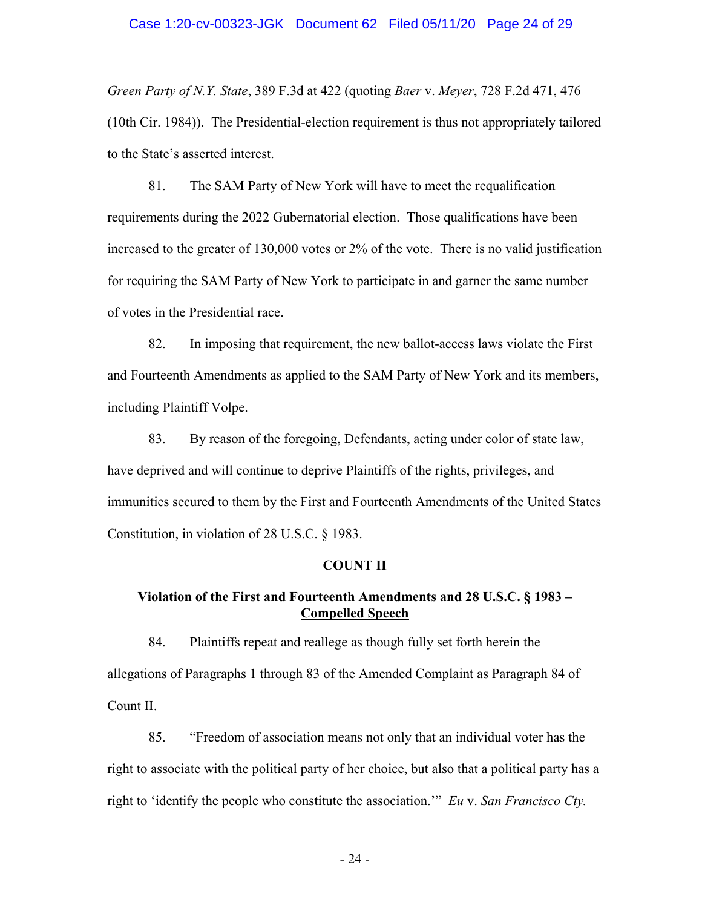*Green Party of N.Y. State*, 389 F.3d at 422 (quoting *Baer* v. *Meyer*, 728 F.2d 471, 476 (10th Cir. 1984)). The Presidential-election requirement is thus not appropriately tailored to the State's asserted interest.

81. The SAM Party of New York will have to meet the requalification requirements during the 2022 Gubernatorial election. Those qualifications have been increased to the greater of 130,000 votes or 2% of the vote. There is no valid justification for requiring the SAM Party of New York to participate in and garner the same number of votes in the Presidential race.

82. In imposing that requirement, the new ballot-access laws violate the First and Fourteenth Amendments as applied to the SAM Party of New York and its members, including Plaintiff Volpe.

83. By reason of the foregoing, Defendants, acting under color of state law, have deprived and will continue to deprive Plaintiffs of the rights, privileges, and immunities secured to them by the First and Fourteenth Amendments of the United States Constitution, in violation of 28 U.S.C. § 1983.

**COUNT II**

**Violation of the First and Fourteenth Amendments and 28 U.S.C. § 1983 – <u>Compelled Speech</u>**

84. Plaintiffs repeat and reallege as though fully set forth herein the allegations of Paragraphs 1 through 83 of the Amended Complaint as Paragraph 84 of Count II.

85. "Freedom of association means not only that an individual voter has the right to associate with the political party of her choice, but also that a political party has a right to 'identify the people who constitute the association.'" *Eu* v. *San Francisco Cty.*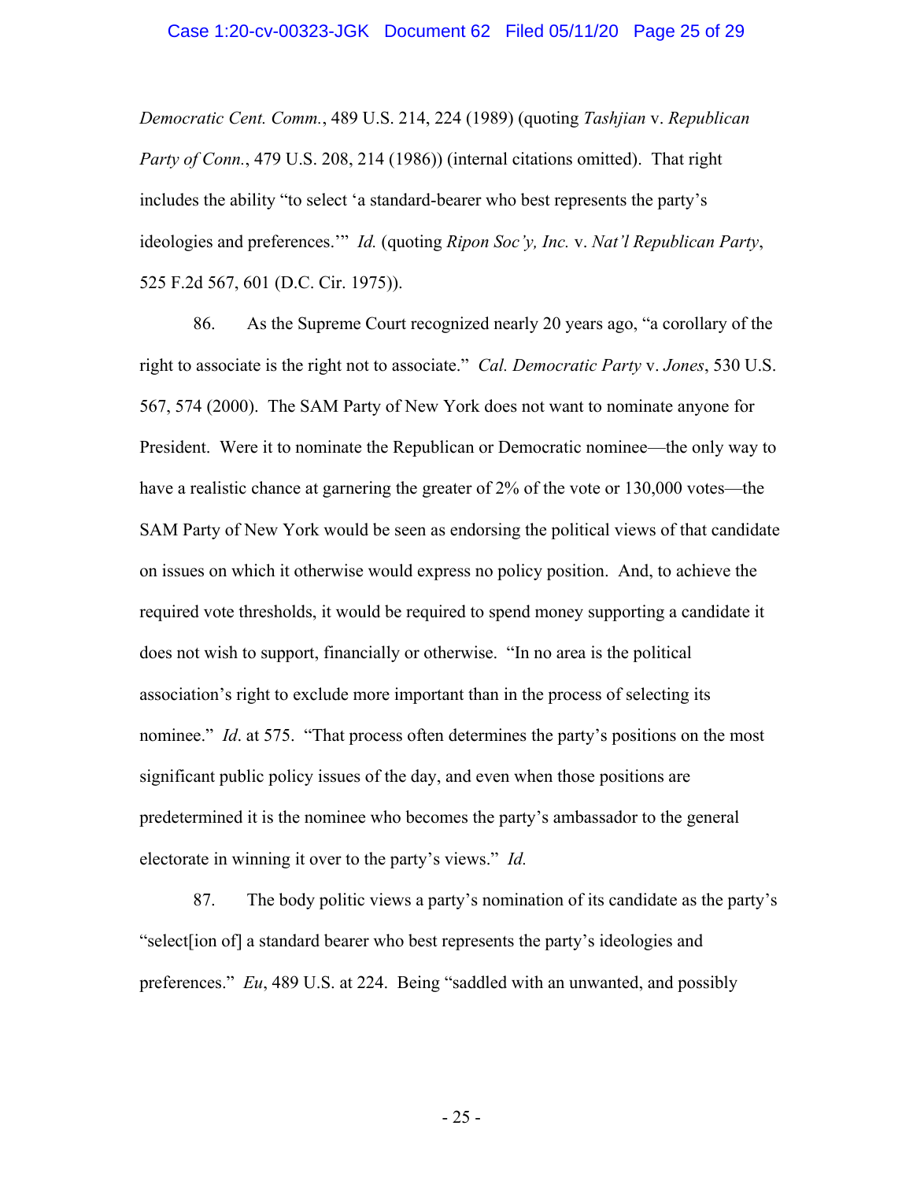*Democratic Cent. Comm.*, 489 U.S. 214, 224 (1989) (quoting *Tashjian* v. *Republican Party of Conn.*, 479 U.S. 208, 214 (1986)) (internal citations omitted). That right includes the ability "to select 'a standard-bearer who best represents the party's ideologies and preferences.'" *Id.* (quoting *Ripon Soc'y, Inc.* v. *Nat'l Republican Party*, 525 F.2d 567, 601 (D.C. Cir. 1975)).

86. As the Supreme Court recognized nearly 20 years ago, "a corollary of the right to associate is the right not to associate." *Cal. Democratic Party* v. *Jones*, 530 U.S. 567, 574 (2000). The SAM Party of New York does not want to nominate anyone for President. Were it to nominate the Republican or Democratic nominee—the only way to have a realistic chance at garnering the greater of 2% of the vote or 130,000 votes—the SAM Party of New York would be seen as endorsing the political views of that candidate on issues on which it otherwise would express no policy position. And, to achieve the required vote thresholds, it would be required to spend money supporting a candidate it does not wish to support, financially or otherwise. "In no area is the political association's right to exclude more important than in the process of selecting its nominee." *Id*. at 575. "That process often determines the party's positions on the most significant public policy issues of the day, and even when those positions are predetermined it is the nominee who becomes the party's ambassador to the general electorate in winning it over to the party's views." *Id.*

87. The body politic views a party's nomination of its candidate as the party's "select[ion of] a standard bearer who best represents the party's ideologies and preferences." *Eu*, 489 U.S. at 224. Being "saddled with an unwanted, and possibly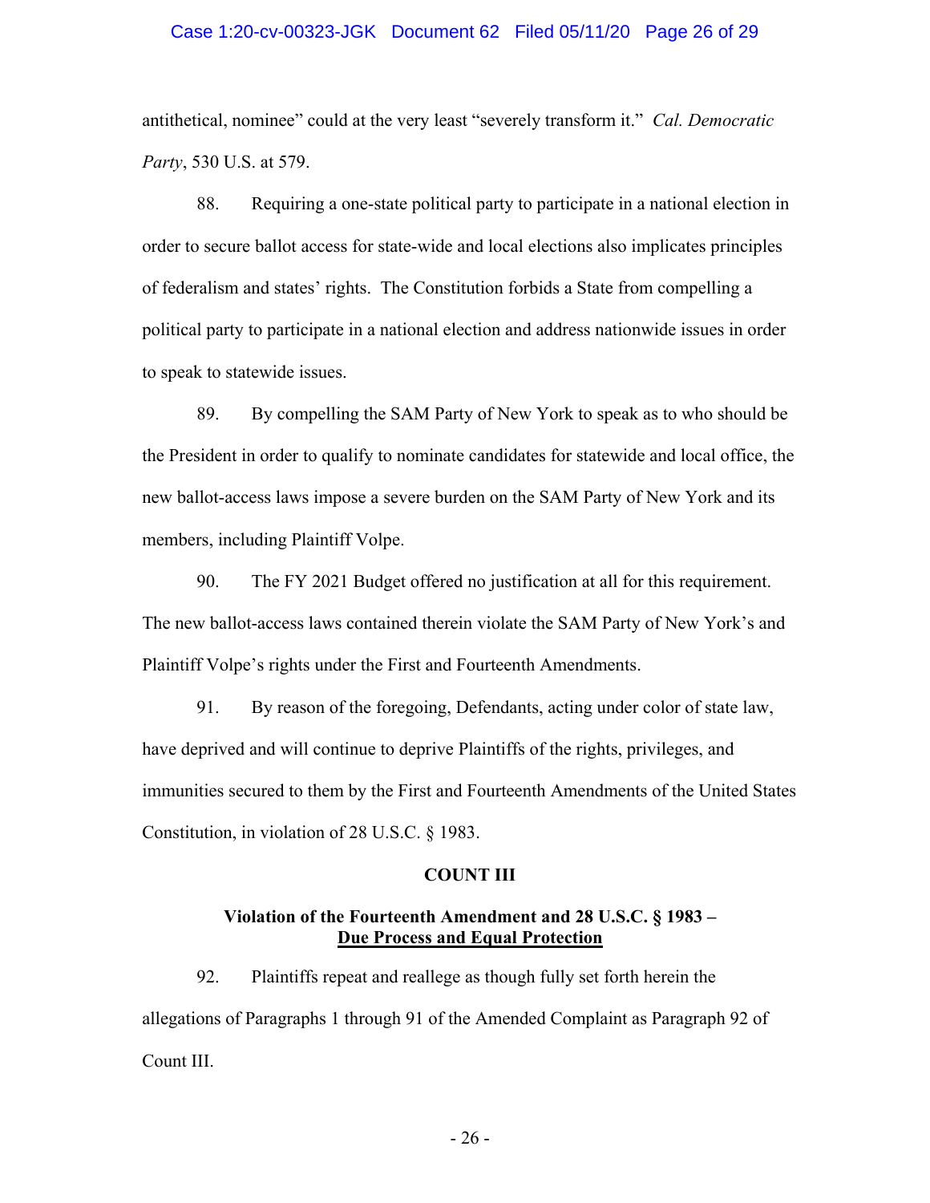antithetical, nominee" could at the very least "severely transform it." *Cal. Democratic Party*, 530 U.S. at 579.

88. Requiring a one-state political party to participate in a national election in order to secure ballot access for state-wide and local elections also implicates principles of federalism and states' rights. The Constitution forbids a State from compelling a political party to participate in a national election and address nationwide issues in order to speak to statewide issues.

89. By compelling the SAM Party of New York to speak as to who should be the President in order to qualify to nominate candidates for statewide and local office, the new ballot-access laws impose a severe burden on the SAM Party of New York and its members, including Plaintiff Volpe.

90. The FY 2021 Budget offered no justification at all for this requirement. The new ballot-access laws contained therein violate the SAM Party of New York's and Plaintiff Volpe's rights under the First and Fourteenth Amendments.

91. By reason of the foregoing, Defendants, acting under color of state law, have deprived and will continue to deprive Plaintiffs of the rights, privileges, and immunities secured to them by the First and Fourteenth Amendments of the United States Constitution, in violation of 28 U.S.C. § 1983.

**COUNT III**

**Violation of the Fourteenth Amendment and 28 U.S.C. § 1983 – <u>Due Process and Equal Protection</u>**

92. Plaintiffs repeat and reallege as though fully set forth herein the allegations of Paragraphs 1 through 91 of the Amended Complaint as Paragraph 92 of Count III.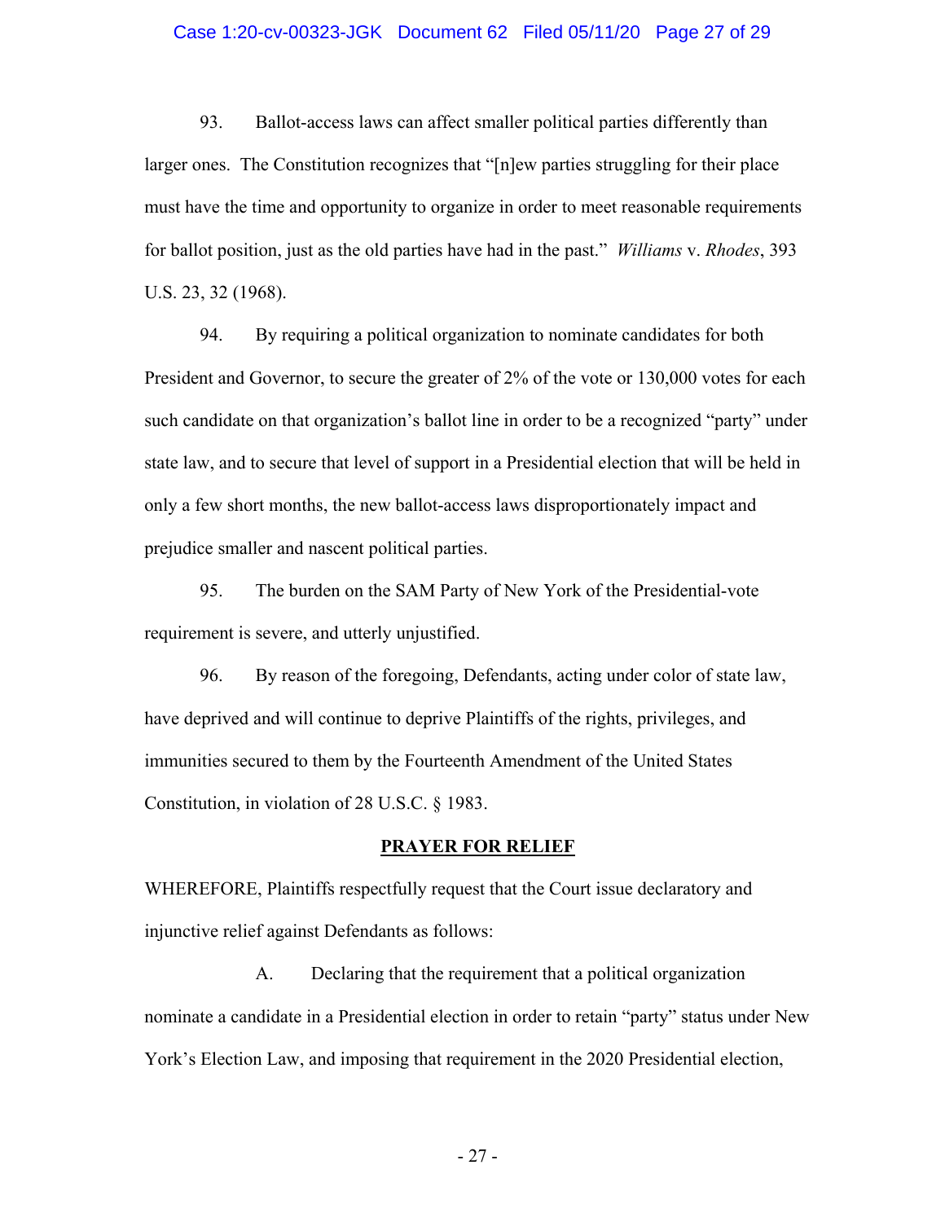93. Ballot-access laws can affect smaller political parties differently than larger ones. The Constitution recognizes that "[n]ew parties struggling for their place must have the time and opportunity to organize in order to meet reasonable requirements for ballot position, just as the old parties have had in the past." *Williams* v. *Rhodes*, 393 U.S. 23, 32 (1968).

94. By requiring a political organization to nominate candidates for both President and Governor, to secure the greater of 2% of the vote or 130,000 votes for each such candidate on that organization's ballot line in order to be a recognized "party" under state law, and to secure that level of support in a Presidential election that will be held in only a few short months, the new ballot-access laws disproportionately impact and prejudice smaller and nascent political parties.

95. The burden on the SAM Party of New York of the Presidential-vote requirement is severe, and utterly unjustified.

96. By reason of the foregoing, Defendants, acting under color of state law, have deprived and will continue to deprive Plaintiffs of the rights, privileges, and immunities secured to them by the Fourteenth Amendment of the United States Constitution, in violation of 28 U.S.C. § 1983.

## PRAYER FOR RELIEF

WHEREFORE, Plaintiffs respectfully request that the Court issue declaratory and injunctive relief against Defendants as follows:

A. Declaring that the requirement that a political organization nominate a candidate in a Presidential election in order to retain "party" status under New York's Election Law, and imposing that requirement in the 2020 Presidential election,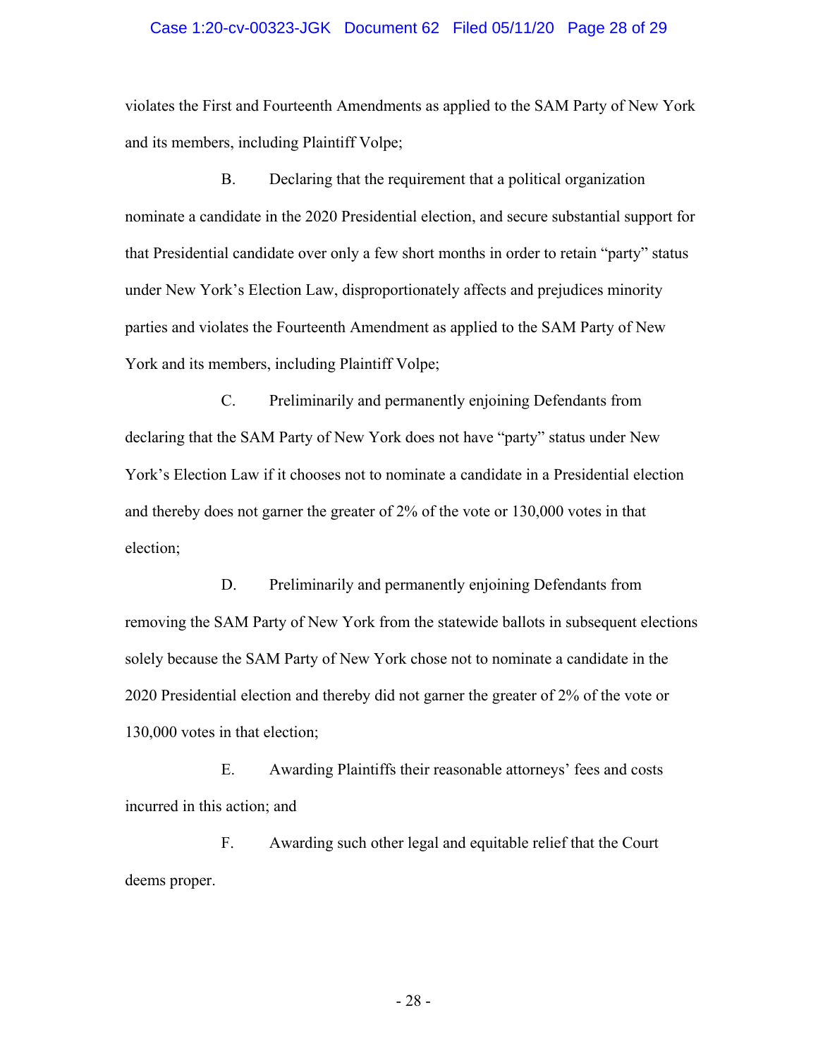violates the First and Fourteenth Amendments as applied to the SAM Party of New York and its members, including Plaintiff Volpe;

B. Declaring that the requirement that a political organization nominate a candidate in the 2020 Presidential election, and secure substantial support for that Presidential candidate over only a few short months in order to retain "party" status under New York's Election Law, disproportionately affects and prejudices minority parties and violates the Fourteenth Amendment as applied to the SAM Party of New York and its members, including Plaintiff Volpe;

C. Preliminarily and permanently enjoining Defendants from declaring that the SAM Party of New York does not have "party" status under New York's Election Law if it chooses not to nominate a candidate in a Presidential election and thereby does not garner the greater of 2% of the vote or 130,000 votes in that election;

D. Preliminarily and permanently enjoining Defendants from removing the SAM Party of New York from the statewide ballots in subsequent elections solely because the SAM Party of New York chose not to nominate a candidate in the 2020 Presidential election and thereby did not garner the greater of 2% of the vote or 130,000 votes in that election;

E. Awarding Plaintiffs their reasonable attorneys' fees and costs incurred in this action; and

F. Awarding such other legal and equitable relief that the Court deems proper.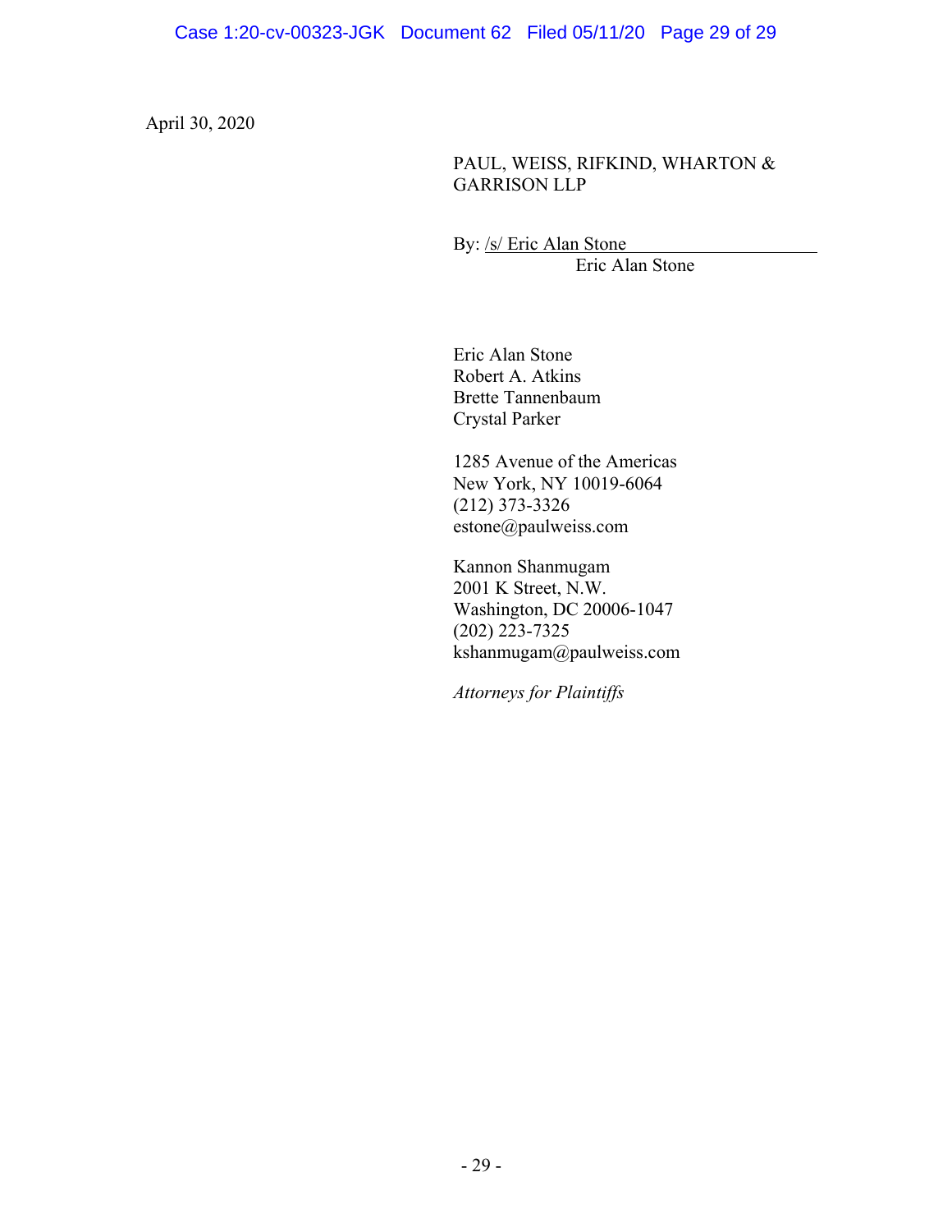April 30, 2020

PAUL, WEISS, RIFKIND, WHARTON & GARRISON LLP

By: /s/ Eric Alan Stone
Eric Alan Stone

Eric Alan Stone
Robert A. Atkins
Brette Tannenbaum
Crystal Parker

1285 Avenue of the Americas
New York, NY 10019-6064
(212) 373-3326
estone@paulweiss.com

Kannon Shanmugam
2001 K Street, N.W.
Washington, DC 20006-1047
(202) 223-7325
kshanmugam@paulweiss.com

*Attorneys for Plaintiffs*